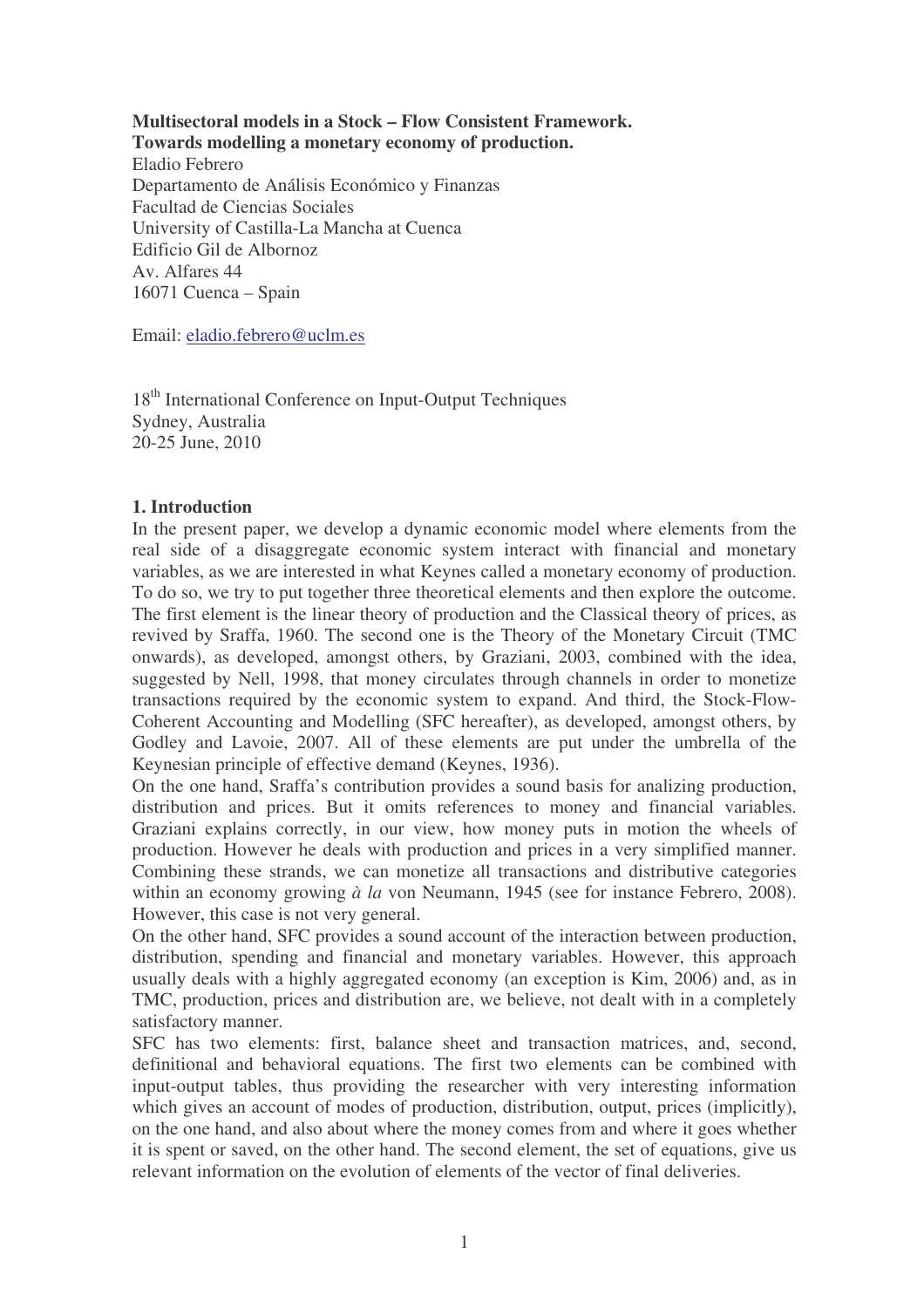**Multisectoral models in a Stock – Flow Consistent Framework.**
**Towards modelling a monetary economy of production.**

Eladio Febrero
Departamento de Análisis Económico y Finanzas
Facultad de Ciencias Sociales
University of Castilla-La Mancha at Cuenca
Edificio Gil de Albornoz
Av. Alfares 44
16071 Cuenca – Spain

Email: eladio.febrero@uclm.es

18th International Conference on Input-Output Techniques
Sydney, Australia
20-25 June, 2010

## 1. Introduction

In the present paper, we develop a dynamic economic model where elements from the real side of a disaggregate economic system interact with financial and monetary variables, as we are interested in what Keynes called a monetary economy of production. To do so, we try to put together three theoretical elements and then explore the outcome. The first element is the linear theory of production and the Classical theory of prices, as revived by Sraffa, 1960. The second one is the Theory of the Monetary Circuit (TMC onwards), as developed, amongst others, by Graziani, 2003, combined with the idea, suggested by Nell, 1998, that money circulates through channels in order to monetize transactions required by the economic system to expand. And third, the Stock-Flow-Coherent Accounting and Modelling (SFC hereafter), as developed, amongst others, by Godley and Lavoie, 2007. All of these elements are put under the umbrella of the Keynesian principle of effective demand (Keynes, 1936).

On the one hand, Sraffa's contribution provides a sound basis for analizing production, distribution and prices. But it omits references to money and financial variables. Graziani explains correctly, in our view, how money puts in motion the wheels of production. However he deals with production and prices in a very simplified manner. Combining these strands, we can monetize all transactions and distributive categories within an economy growing *à la* von Neumann, 1945 (see for instance Febrero, 2008). However, this case is not very general.

On the other hand, SFC provides a sound account of the interaction between production, distribution, spending and financial and monetary variables. However, this approach usually deals with a highly aggregated economy (an exception is Kim, 2006) and, as in TMC, production, prices and distribution are, we believe, not dealt with in a completely satisfactory manner.

SFC has two elements: first, balance sheet and transaction matrices, and, second, definitional and behavioral equations. The first two elements can be combined with input-output tables, thus providing the researcher with very interesting information which gives an account of modes of production, distribution, output, prices (implicitly), on the one hand, and also about where the money comes from and where it goes whether it is spent or saved, on the other hand. The second element, the set of equations, give us relevant information on the evolution of elements of the vector of final deliveries.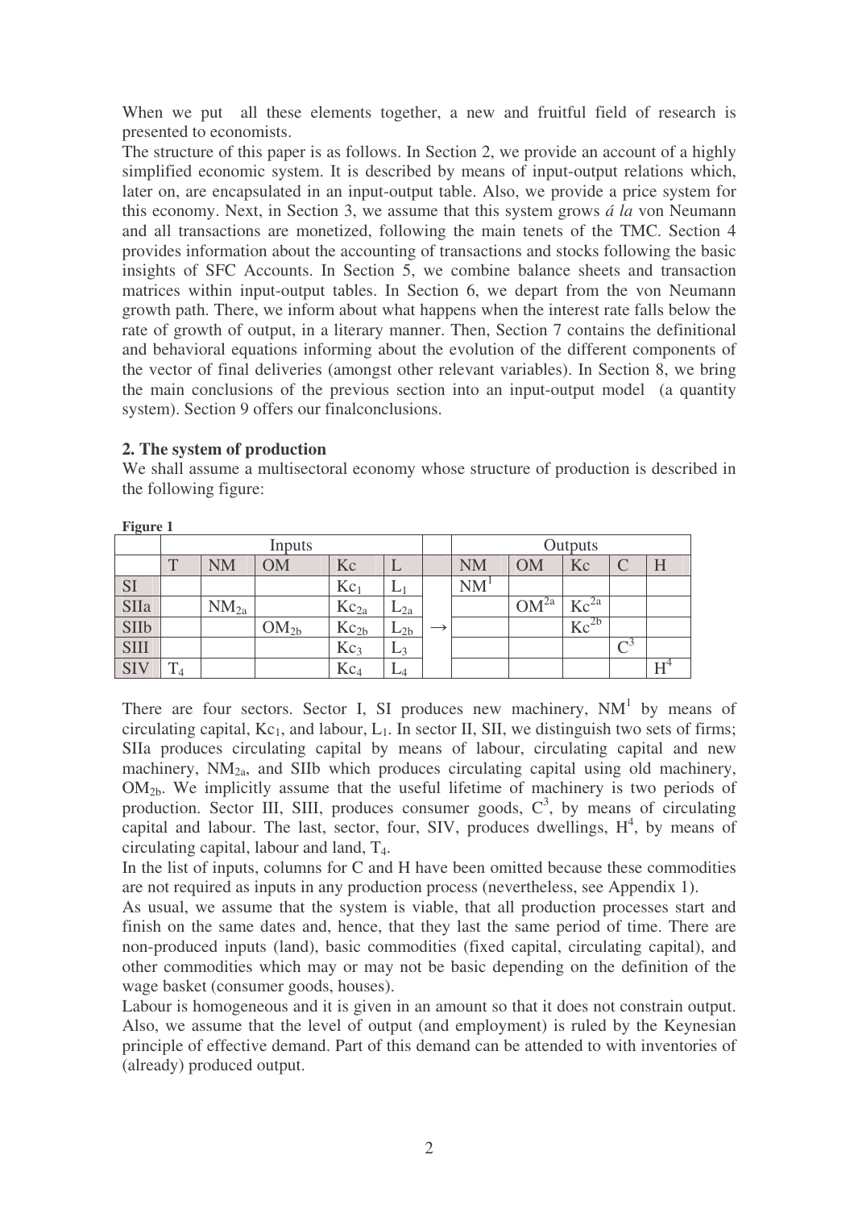When we put all these elements together, a new and fruitful field of research is presented to economists.

The structure of this paper is as follows. In Section 2, we provide an account of a highly simplified economic system. It is described by means of input-output relations which, later on, are encapsulated in an input-output table. Also, we provide a price system for this economy. Next, in Section 3, we assume that this system grows *á la* von Neumann and all transactions are monetized, following the main tenets of the TMC. Section 4 provides information about the accounting of transactions and stocks following the basic insights of SFC Accounts. In Section 5, we combine balance sheets and transaction matrices within input-output tables. In Section 6, we depart from the von Neumann growth path. There, we inform about what happens when the interest rate falls below the rate of growth of output, in a literary manner. Then, Section 7 contains the definitional and behavioral equations informing about the evolution of the different components of the vector of final deliveries (amongst other relevant variables). In Section 8, we bring the main conclusions of the previous section into an input-output model (a quantity system). Section 9 offers our finalconclusions.

## 2. The system of production

We shall assume a multisectoral economy whose structure of production is described in the following figure:

**Figure 1**

| | Inputs | | | | | | Outputs | | | | |
|---|---|---|---|---|---|---|---|---|---|---|---|
| | T | NM | OM | Kc | L | | NM | OM | Kc | C | H |
| SI | | | | $Kc_1$ | $L_1$ | | $NM^1$ | | | | |
| SIIa | | $NM_{2a}$ | | $Kc_{2a}$ | $L_{2a}$ | | | $OM^{2a}$ | $Kc^{2a}$ | | |
| SIIb | | | $OM_{2b}$ | $Kc_{2b}$ | $L_{2b}$ | $\rightarrow$ | | | $Kc^{2b}$ | | |
| SIII | | | | $Kc_3$ | $L_3$ | | | | | $C^3$ | |
| SIV | $T_4$ | | | $Kc_4$ | $L_4$ | | | | | | $H^4$ |

There are four sectors. Sector I, SI produces new machinery, $NM^1$ by means of circulating capital, $Kc_1$, and labour, $L_1$. In sector II, SII, we distinguish two sets of firms; SIIa produces circulating capital by means of labour, circulating capital and new machinery, $NM_{2a}$, and SIIb which produces circulating capital using old machinery, $OM_{2b}$. We implicitly assume that the useful lifetime of machinery is two periods of production. Sector III, SIII, produces consumer goods, $C^3$, by means of circulating capital and labour. The last, sector, four, SIV, produces dwellings, $H^4$, by means of circulating capital, labour and land, $T_4$.

In the list of inputs, columns for C and H have been omitted because these commodities are not required as inputs in any production process (nevertheless, see Appendix 1).

As usual, we assume that the system is viable, that all production processes start and finish on the same dates and, hence, that they last the same period of time. There are non-produced inputs (land), basic commodities (fixed capital, circulating capital), and other commodities which may or may not be basic depending on the definition of the wage basket (consumer goods, houses).

Labour is homogeneous and it is given in an amount so that it does not constrain output. Also, we assume that the level of output (and employment) is ruled by the Keynesian principle of effective demand. Part of this demand can be attended to with inventories of (already) produced output.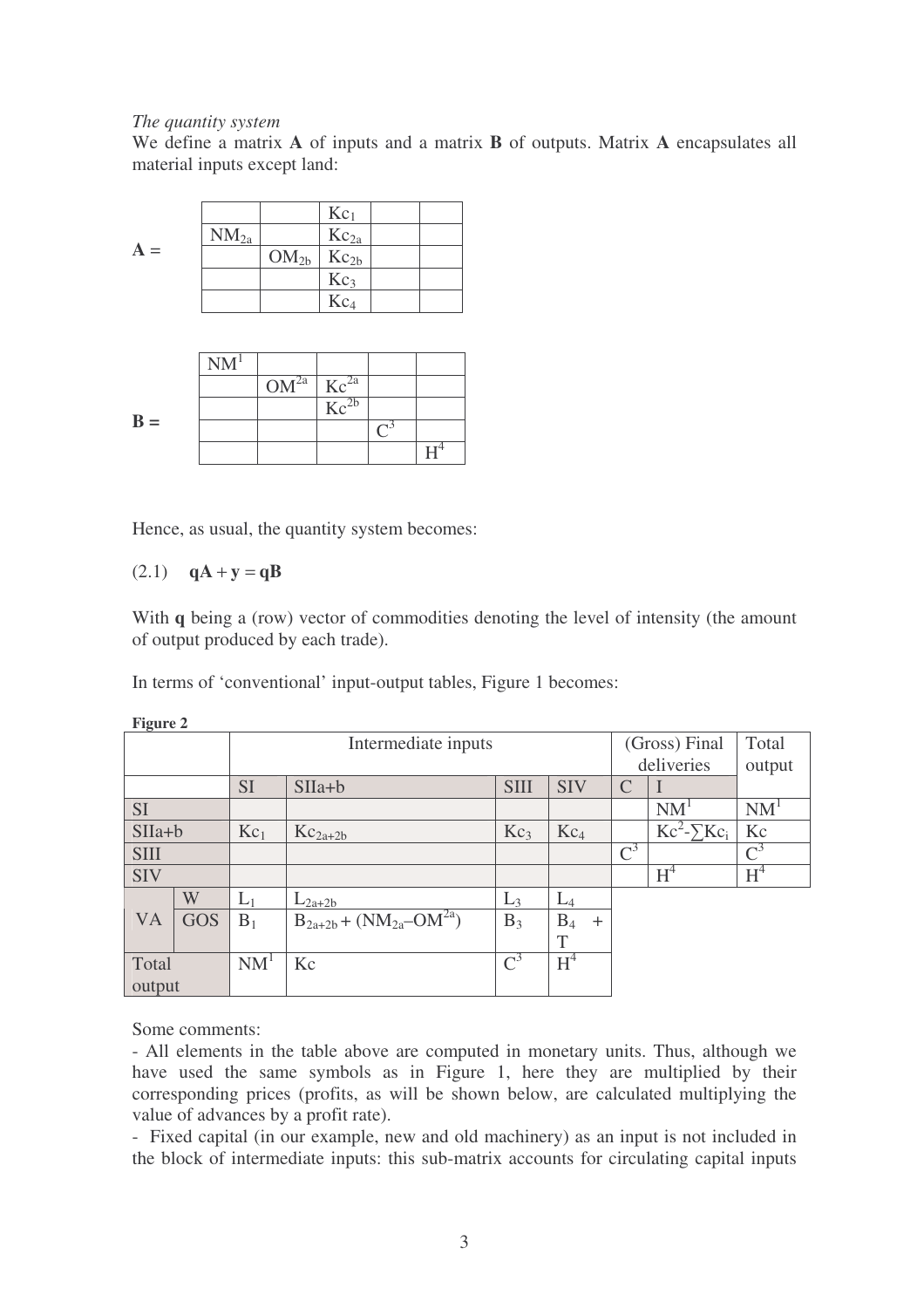*The quantity system*

We define a matrix **A** of inputs and a matrix **B** of outputs. Matrix **A** encapsulates all material inputs except land:

**A** =

| | | | | |
|---|---|---|---|---|
| | | $Kc_1$ | | |
| $NM_{2a}$ | | $Kc_{2a}$ | | |
| | $OM_{2b}$ | $Kc_{2b}$ | | |
| | | $Kc_3$ | | |
| | | $Kc_4$ | | |

**B** =

| | | | | |
|---|---|---|---|---|
| $NM^1$ | | | | |
| | $OM^{2a}$ | $Kc^{2a}$ | | |
| | | $Kc^{2b}$ | | |
| | | | $C^3$ | |
| | | | | $H^4$ |

Hence, as usual, the quantity system becomes:

$$(2.1) \quad \mathbf{qA} + \mathbf{y} = \mathbf{qB}$$

With **q** being a (row) vector of commodities denoting the level of intensity (the amount of output produced by each trade).

In terms of 'conventional' input-output tables, Figure 1 becomes:

**Figure 2**

| | | Intermediate inputs | | | | (Gross) Final deliveries | | Total output |
|---|---|---|---|---|---|---|---|---|
| | | SI | SIIa+b | SIII | SIV | C | I | |
| SI | | | | | | | $NM^1$ | $NM^1$ |
| SIIa+b | | $Kc_1$ | $Kc_{2a+2b}$ | $Kc_3$ | $Kc_4$ | | $Kc^2-\sum Kc_i$ | Kc |
| SIII | | | | | | $C^3$ | | $C^3$ |
| SIV | | | | | | | $H^4$ | $H^4$ |
| VA | W | $L_1$ | $L_{2a+2b}$ | $L_3$ | $L_4$ | | | |
| | GOS | $B_1$ | $B_{2a+2b} + (NM_{2a}–OM^{2a})$ | $B_3$ | $B_4$ + T | | | |
| Total output | | $NM^1$ | Kc | $C^3$ | $H^4$ | | | |

Some comments:

- All elements in the table above are computed in monetary units. Thus, although we have used the same symbols as in Figure 1, here they are multiplied by their corresponding prices (profits, as will be shown below, are calculated multiplying the value of advances by a profit rate).
- Fixed capital (in our example, new and old machinery) as an input is not included in the block of intermediate inputs: this sub-matrix accounts for circulating capital inputs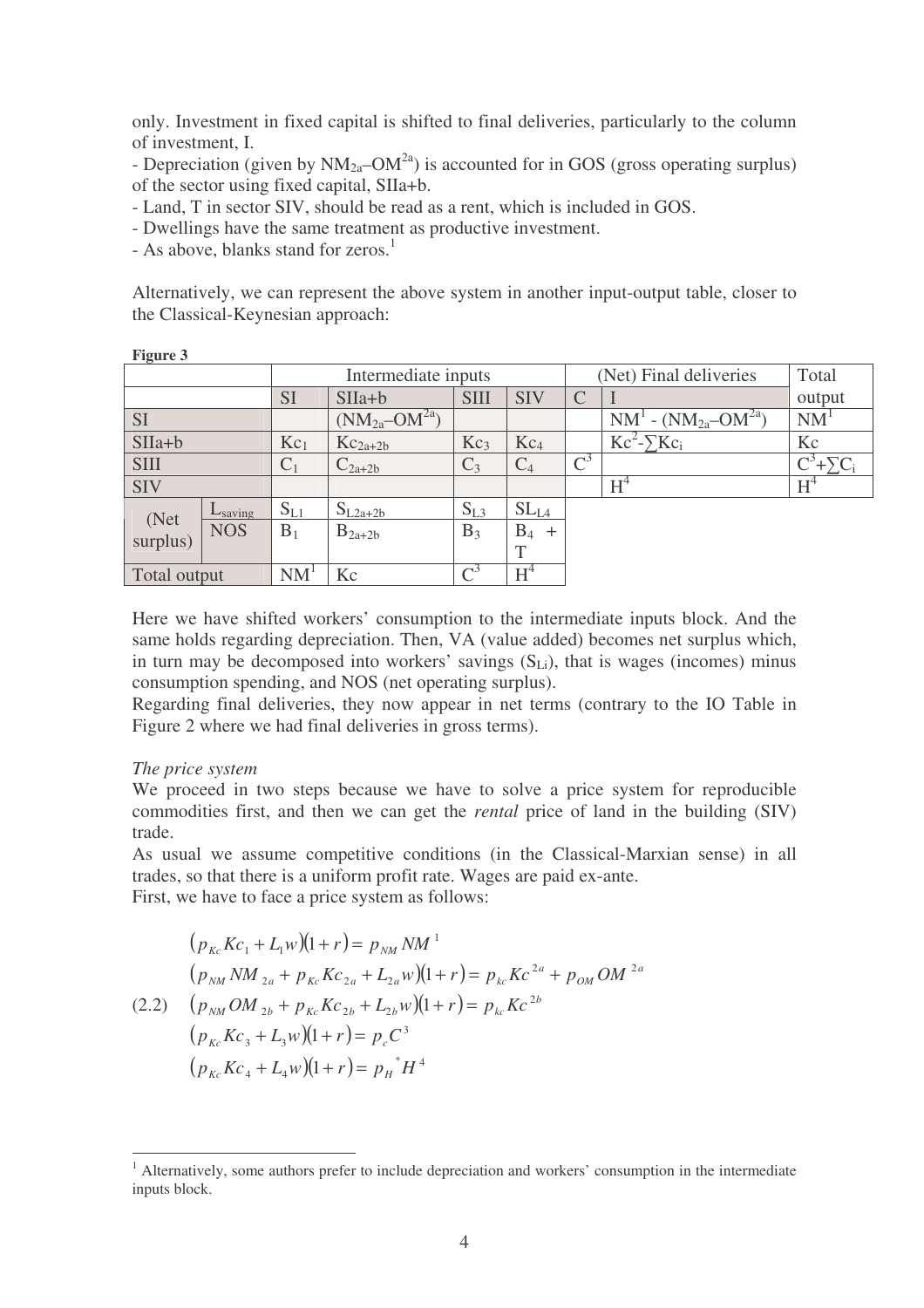only. Investment in fixed capital is shifted to final deliveries, particularly to the column of investment, I.

- Depreciation (given by $NM_{2a}$–$OM^{2a}$) is accounted for in GOS (gross operating surplus) of the sector using fixed capital, SIIa+b.
- Land, T in sector SIV, should be read as a rent, which is included in GOS.
- Dwellings have the same treatment as productive investment.
- As above, blanks stand for zeros.[1]

Alternatively, we can represent the above system in another input-output table, closer to the Classical-Keynesian approach:

**Figure 3**

| | | Intermediate inputs | | | | (Net) Final deliveries | | Total |
|---|---|---|---|---|---|---|---|---|
| | | SI | SIIa+b | SIII | SIV | C | I | output |
| SI | | | $(NM_{2a}–OM^{2a})$ | | | | $NM^1$ - $(NM_{2a}–OM^{2a})$ | $NM^1$ |
| SIIa+b | | $Kc_1$ | $Kc_{2a+2b}$ | $Kc_3$ | $Kc_4$ | | $Kc^2$-$\sum Kc_i$ | Kc |
| SIII | | $C_1$ | $C_{2a+2b}$ | $C_3$ | $C_4$ | $C^3$ | | $C^3$+$\sum C_i$ |
| SIV | | | | | | | $H^4$ | $H^4$ |
| (Net surplus) | $L_{saving}$ | $S_{L1}$ | $S_{L2a+2b}$ | $S_{L3}$ | $SL_{L4}$ | | | |
| | NOS | $B_1$ | $B_{2a+2b}$ | $B_3$ | $B_4$ + T | | | |
| Total output | | $NM^1$ | Kc | $C^3$ | $H^4$ | | | |

Here we have shifted workers' consumption to the intermediate inputs block. And the same holds regarding depreciation. Then, VA (value added) becomes net surplus which, in turn may be decomposed into workers' savings ($S_{Li}$), that is wages (incomes) minus consumption spending, and NOS (net operating surplus).

Regarding final deliveries, they now appear in net terms (contrary to the IO Table in Figure 2 where we had final deliveries in gross terms).

*The price system*

We proceed in two steps because we have to solve a price system for reproducible commodities first, and then we can get the *rental* price of land in the building (SIV) trade.

As usual we assume competitive conditions (in the Classical-Marxian sense) in all trades, so that there is a uniform profit rate. Wages are paid ex-ante.

First, we have to face a price system as follows:

$$
\begin{aligned}
&(p_{Kc}Kc_1 + L_1 w)(1+r) = p_{NM}NM^1 \\
&(p_{NM}NM_{2a} + p_{Kc}Kc_{2a} + L_{2a}w)(1+r) = p_{kc}Kc^{2a} + p_{OM}OM^{2a} \\
(2.2)\quad &(p_{NM}OM_{2b} + p_{Kc}Kc_{2b} + L_{2b}w)(1+r) = p_{kc}Kc^{2b} \\
&(p_{Kc}Kc_3 + L_3 w)(1+r) = p_c C^3 \\
&(p_{Kc}Kc_4 + L_4 w)(1+r) = p_H^{\,*}H^4
\end{aligned}
$$

[1] Alternatively, some authors prefer to include depreciation and workers' consumption in the intermediate inputs block.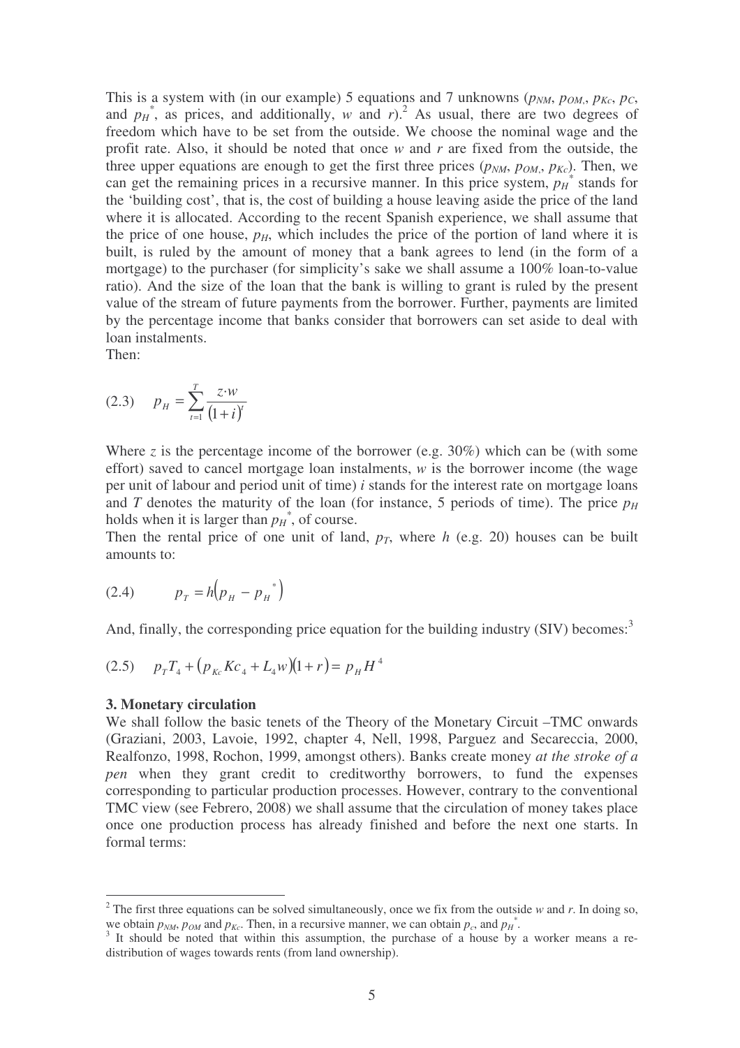This is a system with (in our example) 5 equations and 7 unknowns ($p_{NM}$, $p_{OM}$, $p_{Kc}$, $p_C$, and $p_H^*$, as prices, and additionally, $w$ and $r$).[2] As usual, there are two degrees of freedom which have to be set from the outside. We choose the nominal wage and the profit rate. Also, it should be noted that once $w$ and $r$ are fixed from the outside, the three upper equations are enough to get the first three prices ($p_{NM}$, $p_{OM}$, $p_{Kc}$). Then, we can get the remaining prices in a recursive manner. In this price system, $p_H^*$ stands for the 'building cost', that is, the cost of building a house leaving aside the price of the land where it is allocated. According to the recent Spanish experience, we shall assume that the price of one house, $p_H$, which includes the price of the portion of land where it is built, is ruled by the amount of money that a bank agrees to lend (in the form of a mortgage) to the purchaser (for simplicity's sake we shall assume a 100% loan-to-value ratio). And the size of the loan that the bank is willing to grant is ruled by the present value of the stream of future payments from the borrower. Further, payments are limited by the percentage income that banks consider that borrowers can set aside to deal with loan instalments.

Then:

$$(2.3) \qquad p_H = \sum_{t=1}^{T} \frac{z \cdot w}{(1+i)^t}$$

Where $z$ is the percentage income of the borrower (e.g. 30%) which can be (with some effort) saved to cancel mortgage loan instalments, $w$ is the borrower income (the wage per unit of labour and period unit of time) $i$ stands for the interest rate on mortgage loans and $T$ denotes the maturity of the loan (for instance, 5 periods of time). The price $p_H$ holds when it is larger than $p_H^*$, of course.

Then the rental price of one unit of land, $p_T$, where $h$ (e.g. 20) houses can be built amounts to:

$$(2.4) \qquad p_T = h\left(p_H - p_H^*\right)$$

And, finally, the corresponding price equation for the building industry (SIV) becomes:[3]

$$(2.5) \qquad p_T T_4 + \left(p_{Kc} Kc_4 + L_4 w\right)(1+r) = p_H H^4$$

## 3. Monetary circulation

We shall follow the basic tenets of the Theory of the Monetary Circuit –TMC onwards (Graziani, 2003, Lavoie, 1992, chapter 4, Nell, 1998, Parguez and Secareccia, 2000, Realfonzo, 1998, Rochon, 1999, amongst others). Banks create money *at the stroke of a pen* when they grant credit to creditworthy borrowers, to fund the expenses corresponding to particular production processes. However, contrary to the conventional TMC view (see Febrero, 2008) we shall assume that the circulation of money takes place once one production process has already finished and before the next one starts. In formal terms:

---

[2] The first three equations can be solved simultaneously, once we fix from the outside $w$ and $r$. In doing so, we obtain $p_{NM}$, $p_{OM}$ and $p_{Kc}$. Then, in a recursive manner, we can obtain $p_c$, and $p_H^*$.

[3] It should be noted that within this assumption, the purchase of a house by a worker means a re-distribution of wages towards rents (from land ownership).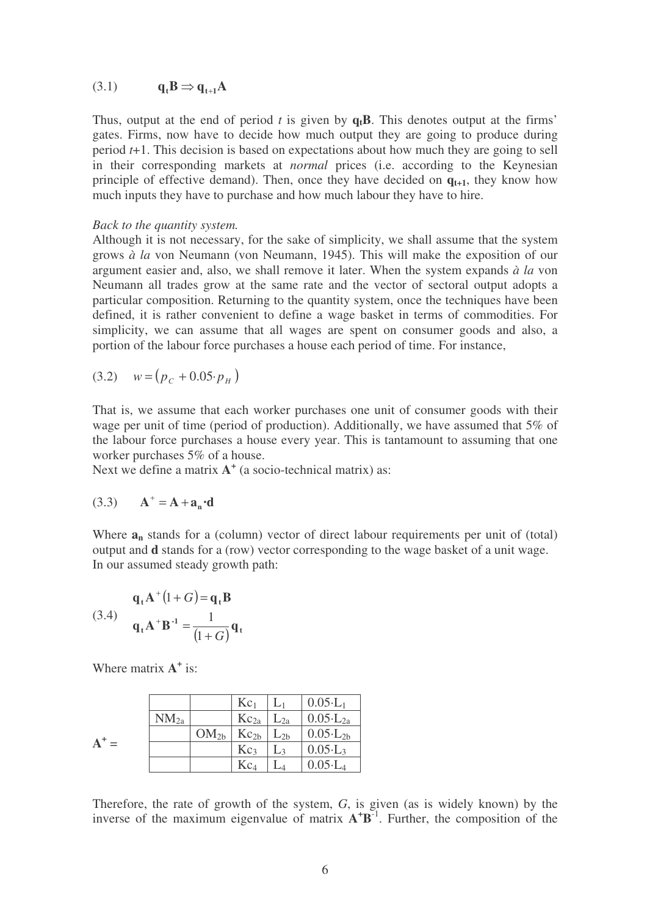$$(3.1) \qquad \mathbf{q_t B} \Rightarrow \mathbf{q_{t+1} A}$$

Thus, output at the end of period *t* is given by $\mathbf{q_t B}$. This denotes output at the firms' gates. Firms, now have to decide how much output they are going to produce during period *t*+1. This decision is based on expectations about how much they are going to sell in their corresponding markets at *normal* prices (i.e. according to the Keynesian principle of effective demand). Then, once they have decided on $\mathbf{q_{t+1}}$, they know how much inputs they have to purchase and how much labour they have to hire.

*Back to the quantity system.*

Although it is not necessary, for the sake of simplicity, we shall assume that the system grows *à la* von Neumann (von Neumann, 1945). This will make the exposition of our argument easier and, also, we shall remove it later. When the system expands *à la* von Neumann all trades grow at the same rate and the vector of sectoral output adopts a particular composition. Returning to the quantity system, once the techniques have been defined, it is rather convenient to define a wage basket in terms of commodities. For simplicity, we can assume that all wages are spent on consumer goods and also, a portion of the labour force purchases a house each period of time. For instance,

$$(3.2) \quad w = \left(p_C + 0.05 \cdot p_H\right)$$

That is, we assume that each worker purchases one unit of consumer goods with their wage per unit of time (period of production). Additionally, we have assumed that 5% of the labour force purchases a house every year. This is tantamount to assuming that one worker purchases 5% of a house.

Next we define a matrix $\mathbf{A^+}$ (a socio-technical matrix) as:

$$(3.3) \qquad \mathbf{A}^+ = \mathbf{A} + \mathbf{a_n} \cdot \mathbf{d}$$

Where $\mathbf{a_n}$ stands for a (column) vector of direct labour requirements per unit of (total) output and $\mathbf{d}$ stands for a (row) vector corresponding to the wage basket of a unit wage.

In our assumed steady growth path:

$$(3.4) \qquad \begin{aligned} &\mathbf{q_t A}^+(1+G) = \mathbf{q_t B} \\ &\mathbf{q_t A}^+\mathbf{B^{-1}} = \frac{1}{(1+G)}\mathbf{q_t} \end{aligned}$$

Where matrix $\mathbf{A^+}$ is:

$\mathbf{A^+}$ =

| | | | | |
|---|---|---|---|---|
| | | $Kc_1$ | $L_1$ | $0.05 \cdot L_1$ |
| $NM_{2a}$ | | $Kc_{2a}$ | $L_{2a}$ | $0.05 \cdot L_{2a}$ |
| | $OM_{2b}$ | $Kc_{2b}$ | $L_{2b}$ | $0.05 \cdot L_{2b}$ |
| | | $Kc_3$ | $L_3$ | $0.05 \cdot L_3$ |
| | | $Kc_4$ | $L_4$ | $0.05 \cdot L_4$ |

Therefore, the rate of growth of the system, *G*, is given (as is widely known) by the inverse of the maximum eigenvalue of matrix $\mathbf{A^+B^{-1}}$. Further, the composition of the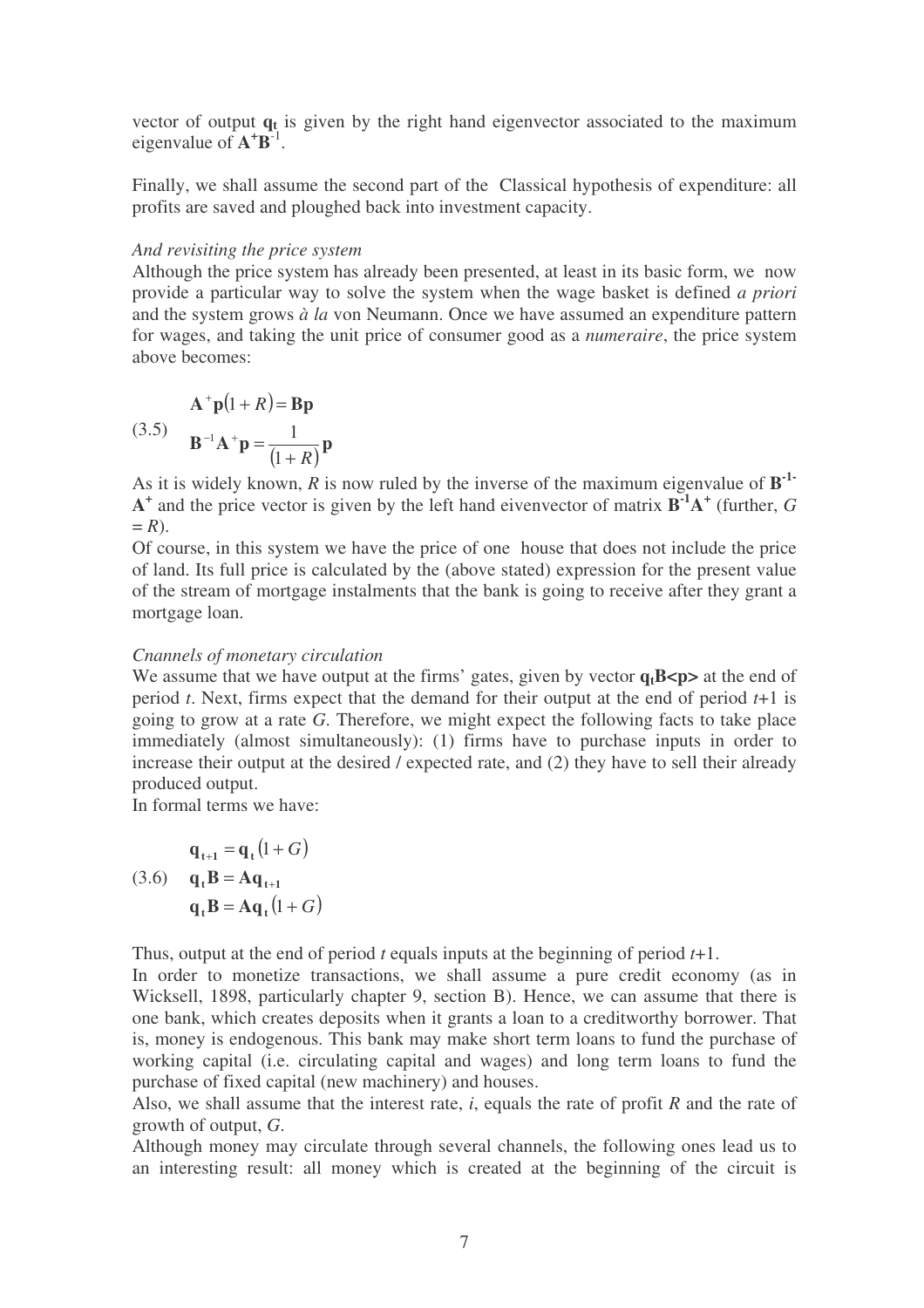vector of output $\mathbf{q_t}$ is given by the right hand eigenvector associated to the maximum eigenvalue of $\mathbf{A^+B^{-1}}$.

Finally, we shall assume the second part of the Classical hypothesis of expenditure: all profits are saved and ploughed back into investment capacity.

*And revisiting the price system*

Although the price system has already been presented, at least in its basic form, we now provide a particular way to solve the system when the wage basket is defined *a priori* and the system grows *à la* von Neumann. Once we have assumed an expenditure pattern for wages, and taking the unit price of consumer good as a *numeraire*, the price system above becomes:

$$
(3.5) \quad \begin{aligned} &\mathbf{A}^{+}\mathbf{p}(1+R) = \mathbf{Bp} \\ &\mathbf{B}^{-1}\mathbf{A}^{+}\mathbf{p} = \frac{1}{(1+R)}\mathbf{p} \end{aligned}
$$

As it is widely known, $R$ is now ruled by the inverse of the maximum eigenvalue of $\mathbf{B^{-1}}$- $\mathbf{A^+}$ and the price vector is given by the left hand eivenvector of matrix $\mathbf{B^{-1}A^+}$ (further, $G = R$).

Of course, in this system we have the price of one house that does not include the price of land. Its full price is calculated by the (above stated) expression for the present value of the stream of mortgage instalments that the bank is going to receive after they grant a mortgage loan.

*Cnannels of monetary circulation*

We assume that we have output at the firms' gates, given by vector $\mathbf{q_tB<p>}$ at the end of period $t$. Next, firms expect that the demand for their output at the end of period $t$+1 is going to grow at a rate $G$. Therefore, we might expect the following facts to take place immediately (almost simultaneously): (1) firms have to purchase inputs in order to increase their output at the desired / expected rate, and (2) they have to sell their already produced output.

In formal terms we have:

$$
(3.6) \quad \begin{aligned} &\mathbf{q_{t+1}} = \mathbf{q_t}(1+G) \\ &\mathbf{q_t B} = \mathbf{A q_{t+1}} \\ &\mathbf{q_t B} = \mathbf{A q_t}(1+G) \end{aligned}
$$

Thus, output at the end of period $t$ equals inputs at the beginning of period $t$+1.

In order to monetize transactions, we shall assume a pure credit economy (as in Wicksell, 1898, particularly chapter 9, section B). Hence, we can assume that there is one bank, which creates deposits when it grants a loan to a creditworthy borrower. That is, money is endogenous. This bank may make short term loans to fund the purchase of working capital (i.e. circulating capital and wages) and long term loans to fund the purchase of fixed capital (new machinery) and houses.

Also, we shall assume that the interest rate, $i$, equals the rate of profit $R$ and the rate of growth of output, $G$.

Although money may circulate through several channels, the following ones lead us to an interesting result: all money which is created at the beginning of the circuit is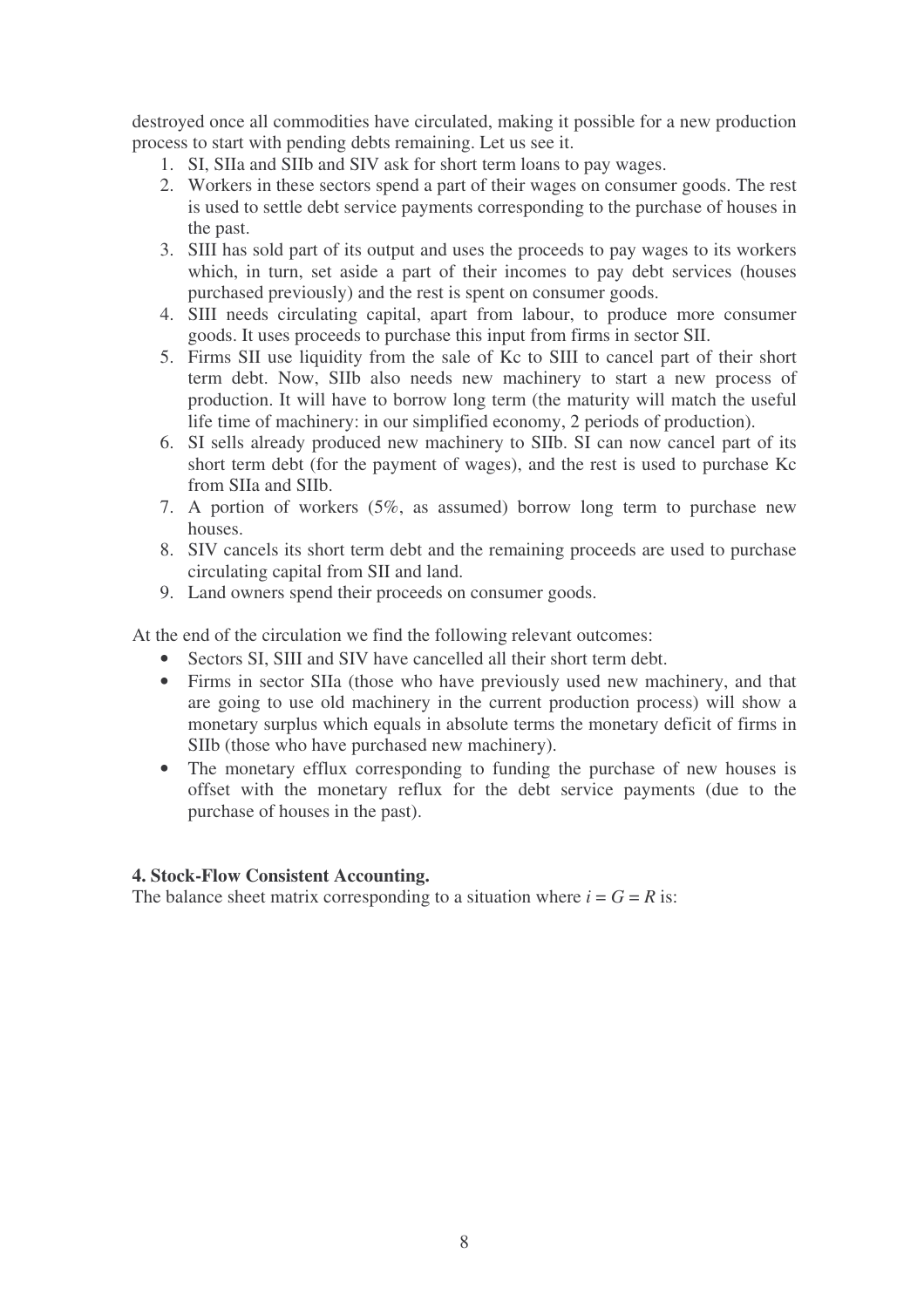destroyed once all commodities have circulated, making it possible for a new production process to start with pending debts remaining. Let us see it.

1. SI, SIIa and SIIb and SIV ask for short term loans to pay wages.
2. Workers in these sectors spend a part of their wages on consumer goods. The rest is used to settle debt service payments corresponding to the purchase of houses in the past.
3. SIII has sold part of its output and uses the proceeds to pay wages to its workers which, in turn, set aside a part of their incomes to pay debt services (houses purchased previously) and the rest is spent on consumer goods.
4. SIII needs circulating capital, apart from labour, to produce more consumer goods. It uses proceeds to purchase this input from firms in sector SII.
5. Firms SII use liquidity from the sale of Kc to SIII to cancel part of their short term debt. Now, SIIb also needs new machinery to start a new process of production. It will have to borrow long term (the maturity will match the useful life time of machinery: in our simplified economy, 2 periods of production).
6. SI sells already produced new machinery to SIIb. SI can now cancel part of its short term debt (for the payment of wages), and the rest is used to purchase Kc from SIIa and SIIb.
7. A portion of workers (5%, as assumed) borrow long term to purchase new houses.
8. SIV cancels its short term debt and the remaining proceeds are used to purchase circulating capital from SII and land.
9. Land owners spend their proceeds on consumer goods.

At the end of the circulation we find the following relevant outcomes:

- Sectors SI, SIII and SIV have cancelled all their short term debt.
- Firms in sector SIIa (those who have previously used new machinery, and that are going to use old machinery in the current production process) will show a monetary surplus which equals in absolute terms the monetary deficit of firms in SIIb (those who have purchased new machinery).
- The monetary efflux corresponding to funding the purchase of new houses is offset with the monetary reflux for the debt service payments (due to the purchase of houses in the past).

**4. Stock-Flow Consistent Accounting.**

The balance sheet matrix corresponding to a situation where $i = G = R$ is: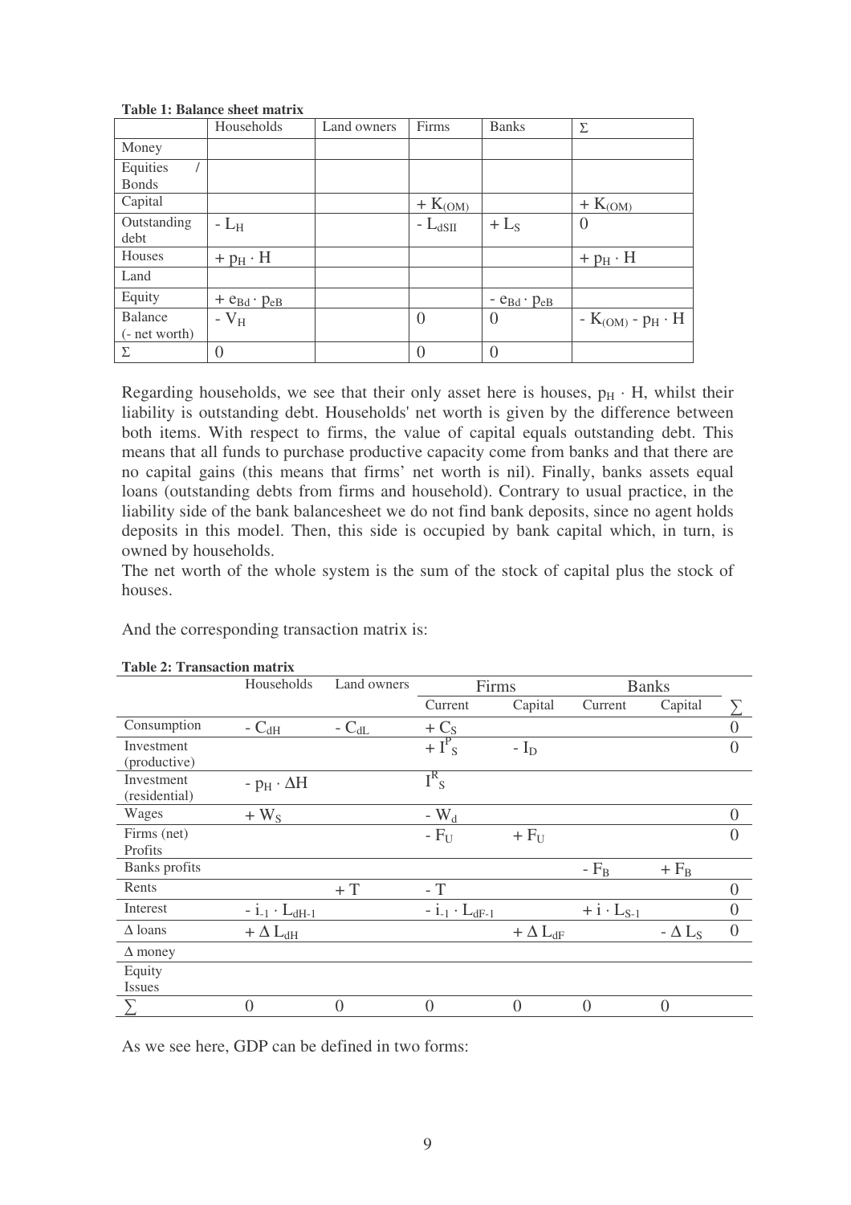**Table 1: Balance sheet matrix**

| | Households | Land owners | Firms | Banks | Σ |
|---|---|---|---|---|---|
| Money | | | | | |
| Equities / Bonds | | | | | |
| Capital | | | $+ K_{(OM)}$ | | $+ K_{(OM)}$ |
| Outstanding debt | $- L_H$ | | $- L_{dSII}$ | $+ L_S$ | 0 |
| Houses | $+ p_H \cdot H$ | | | | $+ p_H \cdot H$ |
| Land | | | | | |
| Equity | $+ e_{Bd} \cdot p_{eB}$ | | | $- e_{Bd} \cdot p_{eB}$ | |
| Balance (- net worth) | $- V_H$ | | 0 | 0 | $- K_{(OM)} - p_H \cdot H$ |
| Σ | 0 | | 0 | 0 | |

Regarding households, we see that their only asset here is houses, $p_H \cdot H$, whilst their liability is outstanding debt. Households' net worth is given by the difference between both items. With respect to firms, the value of capital equals outstanding debt. This means that all funds to purchase productive capacity come from banks and that there are no capital gains (this means that firms' net worth is nil). Finally, banks assets equal loans (outstanding debts from firms and household). Contrary to usual practice, in the liability side of the bank balancesheet we do not find bank deposits, since no agent holds deposits in this model. Then, this side is occupied by bank capital which, in turn, is owned by households.

The net worth of the whole system is the sum of the stock of capital plus the stock of houses.

And the corresponding transaction matrix is:

**Table 2: Transaction matrix**

| | Households | Land owners | Firms | | Banks | | ∑ |
|---|---|---|---|---|---|---|---|
| | | | Current | Capital | Current | Capital | |
| Consumption | $- C_{dH}$ | $- C_{dL}$ | $+ C_S$ | | | | 0 |
| Investment (productive) | | | $+ I^P_S$ | $- I_D$ | | | 0 |
| Investment (residential) | $- p_H \cdot \Delta H$ | | $I^R_S$ | | | | |
| Wages | $+ W_S$ | | $- W_d$ | | | | 0 |
| Firms (net) Profits | | | $- F_U$ | $+ F_U$ | | | 0 |
| Banks profits | | | | | $- F_B$ | $+ F_B$ | |
| Rents | | $+ T$ | $- T$ | | | | 0 |
| Interest | $- i_{-1} \cdot L_{dH-1}$ | | $- i_{-1} \cdot L_{dF-1}$ | | $+ i \cdot L_{S-1}$ | | 0 |
| Δ loans | $+ \Delta L_{dH}$ | | | $+ \Delta L_{dF}$ | | $- \Delta L_S$ | 0 |
| Δ money | | | | | | | |
| Equity Issues | | | | | | | |
| ∑ | 0 | 0 | 0 | 0 | 0 | 0 | |

As we see here, GDP can be defined in two forms: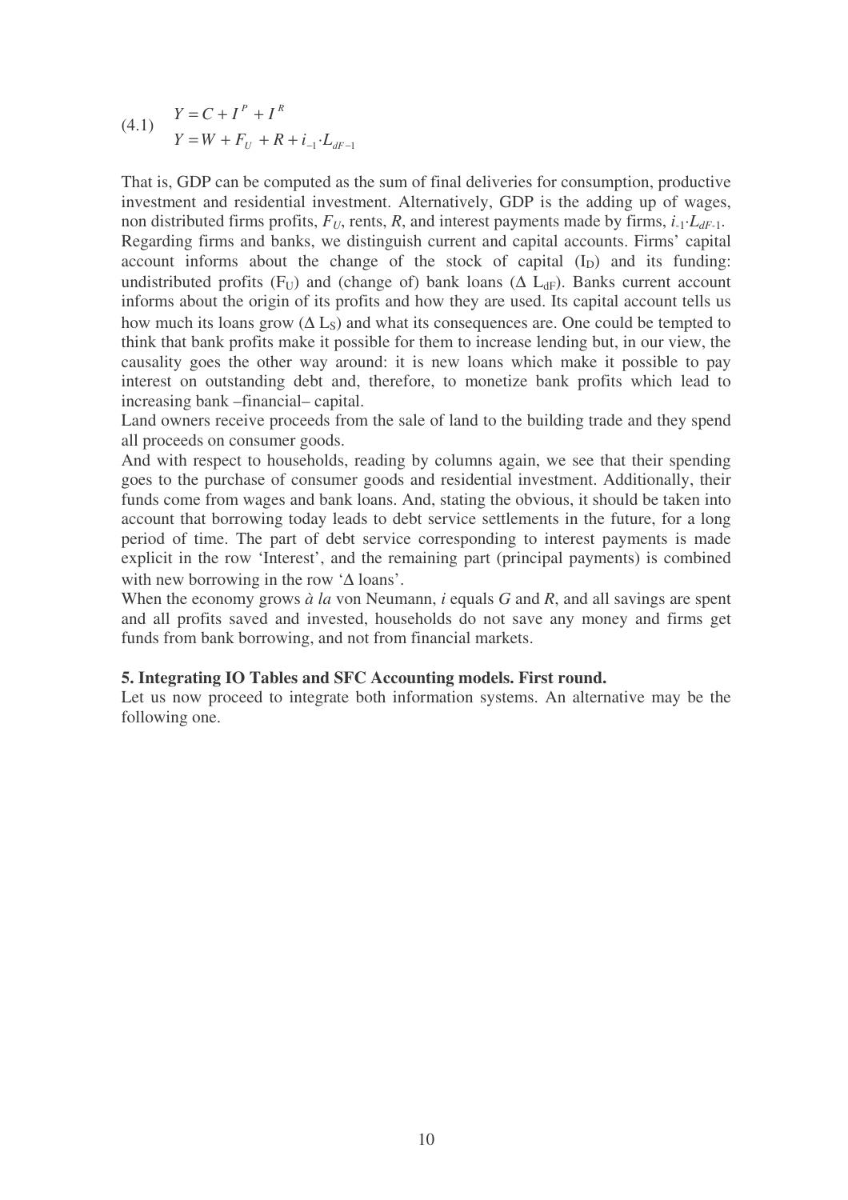$$(4.1) \quad \begin{aligned} Y &= C + I^P + I^R \\ Y &= W + F_U + R + i_{-1} \cdot L_{dF-1} \end{aligned}$$

That is, GDP can be computed as the sum of final deliveries for consumption, productive investment and residential investment. Alternatively, GDP is the adding up of wages, non distributed firms profits, $F_U$, rents, $R$, and interest payments made by firms, $i_{-1} \cdot L_{dF-1}$.

Regarding firms and banks, we distinguish current and capital accounts. Firms' capital account informs about the change of the stock of capital ($I_D$) and its funding: undistributed profits ($F_U$) and (change of) bank loans ($\Delta L_{dF}$). Banks current account informs about the origin of its profits and how they are used. Its capital account tells us how much its loans grow ($\Delta L_S$) and what its consequences are. One could be tempted to think that bank profits make it possible for them to increase lending but, in our view, the causality goes the other way around: it is new loans which make it possible to pay interest on outstanding debt and, therefore, to monetize bank profits which lead to increasing bank –financial– capital.

Land owners receive proceeds from the sale of land to the building trade and they spend all proceeds on consumer goods.

And with respect to households, reading by columns again, we see that their spending goes to the purchase of consumer goods and residential investment. Additionally, their funds come from wages and bank loans. And, stating the obvious, it should be taken into account that borrowing today leads to debt service settlements in the future, for a long period of time. The part of debt service corresponding to interest payments is made explicit in the row 'Interest', and the remaining part (principal payments) is combined with new borrowing in the row '$\Delta$ loans'.

When the economy grows *à la* von Neumann, $i$ equals $G$ and $R$, and all savings are spent and all profits saved and invested, households do not save any money and firms get funds from bank borrowing, and not from financial markets.

### 5. Integrating IO Tables and SFC Accounting models. First round.

Let us now proceed to integrate both information systems. An alternative may be the following one.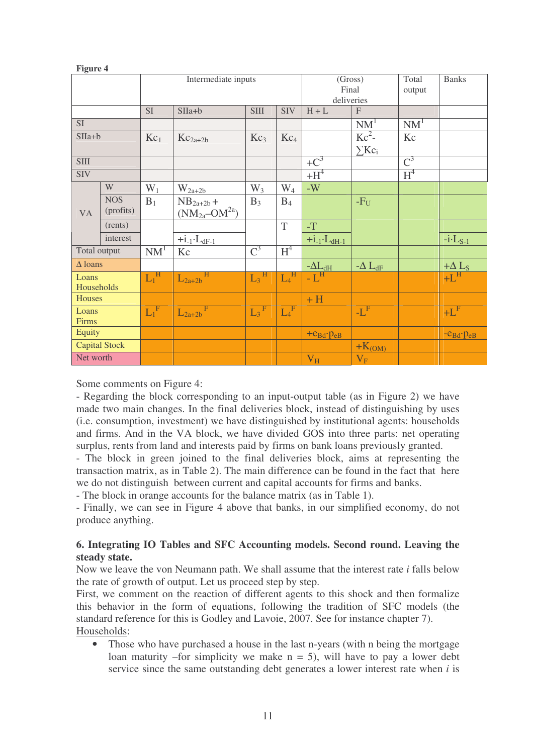**Figure 4**

| | | Intermediate inputs | | | | (Gross) Final deliveries | | Total output | Banks |
|---|---|---|---|---|---|---|---|---|---|
| | | SI | SIIa+b | SIII | SIV | H + L | F | | |
| SI | | | | | | | $NM^1$ | $NM^1$ | |
| SIIa+b | | $Kc_1$ | $Kc_{2a+2b}$ | $Kc_3$ | $Kc_4$ | | $Kc^2 - \sum Kc_i$ | Kc | |
| SIII | | | | | | $+C^3$ | | $C^3$ | |
| SIV | | | | | | $+H^4$ | | $H^4$ | |
| VA | W | $W_1$ | $W_{2a+2b}$ | $W_3$ | $W_4$ | -W | | | |
| | NOS (profits) | $B_1$ | $NB_{2a+2b} + (NM_{2a} - OM^{2a})$ | $B_3$ | $B_4$ | | $-F_U$ | | |
| | (rents) | | | | T | -T | | | |
| | interest | | $+i_{-1} \cdot L_{dF-1}$ | | | $+i_{-1} \cdot L_{dH-1}$ | | | $-i \cdot L_{S-1}$ |
| Total output | | $NM^1$ | Kc | $C^3$ | $H^4$ | | | | |
| Δ loans | | | | | | $-\Delta L_{dH}$ | $-\Delta L_{dF}$ | | $+\Delta L_S$ |
| Loans Households | | $L_1^H$ | $L_{2a+2b}^H$ | $L_3^H$ | $L_4^H$ | $-L^H$ | | | $+L^H$ |
| Houses | | | | | | + H | | | |
| Loans Firms | | $L_1^F$ | $L_{2a+2b}^F$ | $L_3^F$ | $L_4^F$ | | $-L^F$ | | $+L^F$ |
| Equity | | | | | | $+e_{Bd} \cdot p_{eB}$ | | | $-e_{Bd} \cdot p_{eB}$ |
| Capital Stock | | | | | | | $+K_{(OM)}$ | | |
| Net worth | | | | | | $V_H$ | $V_F$ | | |

Some comments on Figure 4:

- Regarding the block corresponding to an input-output table (as in Figure 2) we have made two main changes. In the final deliveries block, instead of distinguishing by uses (i.e. consumption, investment) we have distinguished by institutional agents: households and firms. And in the VA block, we have divided GOS into three parts: net operating surplus, rents from land and interests paid by firms on bank loans previously granted.
- The block in green joined to the final deliveries block, aims at representing the transaction matrix, as in Table 2). The main difference can be found in the fact that here we do not distinguish between current and capital accounts for firms and banks.
- The block in orange accounts for the balance matrix (as in Table 1).
- Finally, we can see in Figure 4 above that banks, in our simplified economy, do not produce anything.

## 6. Integrating IO Tables and SFC Accounting models. Second round. Leaving the steady state.

Now we leave the von Neumann path. We shall assume that the interest rate *i* falls below the rate of growth of output. Let us proceed step by step.

First, we comment on the reaction of different agents to this shock and then formalize this behavior in the form of equations, following the tradition of SFC models (the standard reference for this is Godley and Lavoie, 2007. See for instance chapter 7).

Households:

- Those who have purchased a house in the last n-years (with n being the mortgage loan maturity –for simplicity we make n = 5), will have to pay a lower debt service since the same outstanding debt generates a lower interest rate when *i* is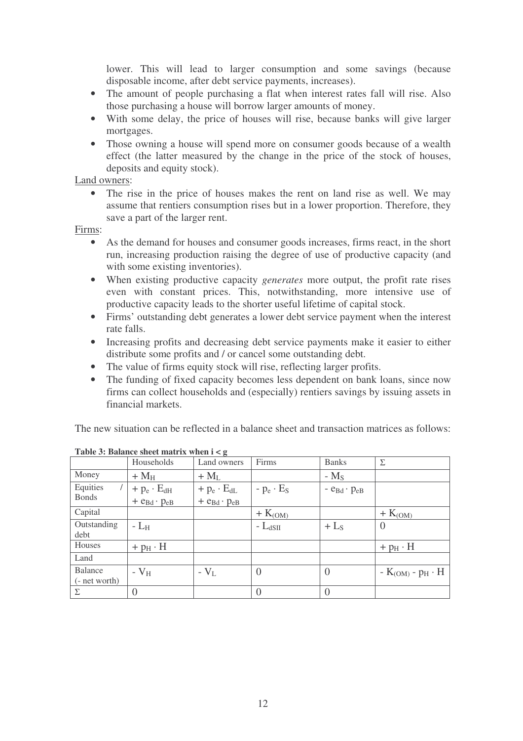lower. This will lead to larger consumption and some savings (because disposable income, after debt service payments, increases).

- The amount of people purchasing a flat when interest rates fall will rise. Also those purchasing a house will borrow larger amounts of money.
- With some delay, the price of houses will rise, because banks will give larger mortgages.
- Those owning a house will spend more on consumer goods because of a wealth effect (the latter measured by the change in the price of the stock of houses, deposits and equity stock).

Land owners:

- The rise in the price of houses makes the rent on land rise as well. We may assume that rentiers consumption rises but in a lower proportion. Therefore, they save a part of the larger rent.

Firms:

- As the demand for houses and consumer goods increases, firms react, in the short run, increasing production raising the degree of use of productive capacity (and with some existing inventories).
- When existing productive capacity *generates* more output, the profit rate rises even with constant prices. This, notwithstanding, more intensive use of productive capacity leads to the shorter useful lifetime of capital stock.
- Firms' outstanding debt generates a lower debt service payment when the interest rate falls.
- Increasing profits and decreasing debt service payments make it easier to either distribute some profits and / or cancel some outstanding debt.
- The value of firms equity stock will rise, reflecting larger profits.
- The funding of fixed capacity becomes less dependent on bank loans, since now firms can collect households and (especially) rentiers savings by issuing assets in financial markets.

The new situation can be reflected in a balance sheet and transaction matrices as follows:

**Table 3: Balance sheet matrix when i < g**

| | Households | Land owners | Firms | Banks | Σ |
|---|---|---|---|---|---|
| Money | $+ M_H$ | $+ M_L$ | | $- M_S$ | |
| Equities / Bonds | $+ p_e \cdot E_{dH}$ $+ e_{Bd} \cdot p_{eB}$ | $+ p_e \cdot E_{dL}$ $+ e_{Bd} \cdot p_{eB}$ | $- p_e \cdot E_S$ | $- e_{Bd} \cdot p_{eB}$ | |
| Capital | | | $+ K_{(OM)}$ | | $+ K_{(OM)}$ |
| Outstanding debt | $- L_H$ | | $- L_{dSII}$ | $+ L_S$ | 0 |
| Houses | $+ p_H \cdot H$ | | | | $+ p_H \cdot H$ |
| Land | | | | | |
| Balance (- net worth) | $- V_H$ | $- V_L$ | 0 | 0 | $- K_{(OM)} - p_H \cdot H$ |
| Σ | 0 | | 0 | 0 | |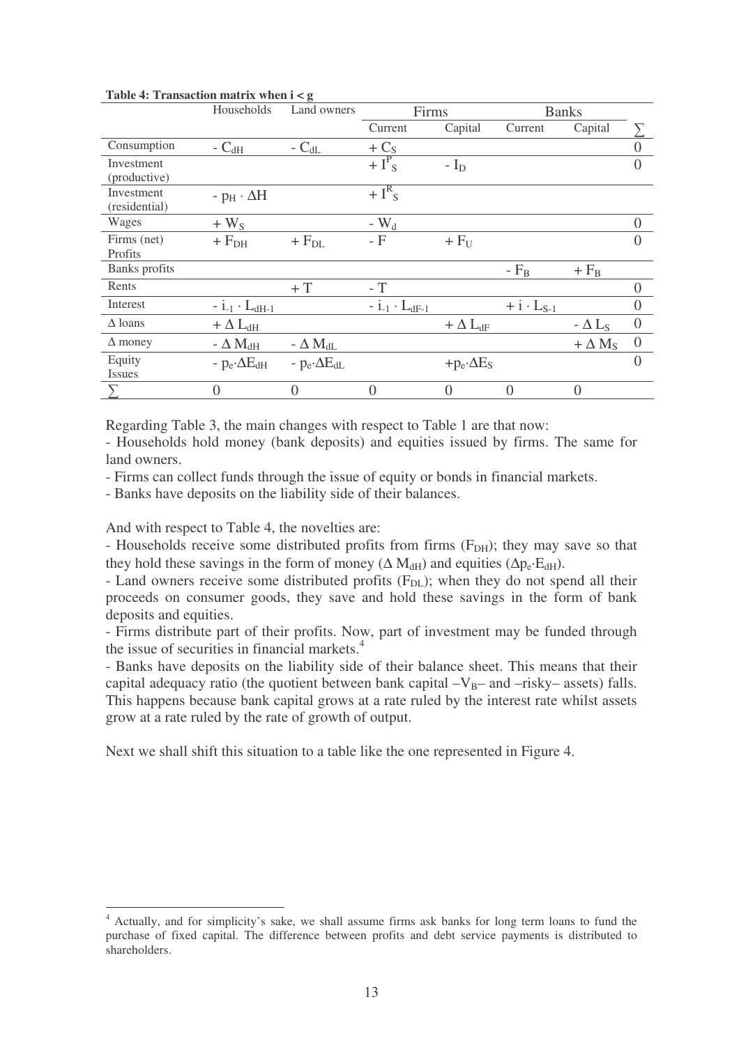**Table 4: Transaction matrix when i < g**

| | Households | Land owners | Firms | | Banks | | ∑ |
|---|---|---|---|---|---|---|---|
| | | | Current | Capital | Current | Capital | ∑ |
| Consumption | $- C_{dH}$ | $- C_{dL}$ | $+ C_S$ | | | | 0 |
| Investment (productive) | | | $+ I^P_S$ | $- I_D$ | | | 0 |
| Investment (residential) | $- p_H \cdot \Delta H$ | | $+ I^R_S$ | | | | |
| Wages | $+ W_S$ | | $- W_d$ | | | | 0 |
| Firms (net) Profits | $+ F_{DH}$ | $+ F_{DL}$ | $- F$ | $+ F_U$ | | | 0 |
| Banks profits | | | | | $- F_B$ | $+ F_B$ | |
| Rents | | $+ T$ | $- T$ | | | | 0 |
| Interest | $- i_{-1} \cdot L_{dH-1}$ | | $- i_{-1} \cdot L_{dF-1}$ | | $+ i \cdot L_{S-1}$ | | 0 |
| Δ loans | $+ \Delta L_{dH}$ | | | $+ \Delta L_{dF}$ | | $- \Delta L_S$ | 0 |
| Δ money | $- \Delta M_{dH}$ | $- \Delta M_{dL}$ | | | | $+ \Delta M_S$ | 0 |
| Equity Issues | $- p_e \cdot \Delta E_{dH}$ | $- p_e \cdot \Delta E_{dL}$ | | $+ p_e \cdot \Delta E_S$ | | | 0 |
| ∑ | 0 | 0 | 0 | 0 | 0 | 0 | |

Regarding Table 3, the main changes with respect to Table 1 are that now:

- Households hold money (bank deposits) and equities issued by firms. The same for land owners.
- Firms can collect funds through the issue of equity or bonds in financial markets.
- Banks have deposits on the liability side of their balances.

And with respect to Table 4, the novelties are:

- Households receive some distributed profits from firms ($F_{DH}$); they may save so that they hold these savings in the form of money ($\Delta M_{dH}$) and equities ($\Delta p_e \cdot E_{dH}$).
- Land owners receive some distributed profits ($F_{DL}$); when they do not spend all their proceeds on consumer goods, they save and hold these savings in the form of bank deposits and equities.
- Firms distribute part of their profits. Now, part of investment may be funded through the issue of securities in financial markets.[4]
- Banks have deposits on the liability side of their balance sheet. This means that their capital adequacy ratio (the quotient between bank capital –$V_B$– and –risky– assets) falls. This happens because bank capital grows at a rate ruled by the interest rate whilst assets grow at a rate ruled by the rate of growth of output.

Next we shall shift this situation to a table like the one represented in Figure 4.

[4] Actually, and for simplicity's sake, we shall assume firms ask banks for long term loans to fund the purchase of fixed capital. The difference between profits and debt service payments is distributed to shareholders.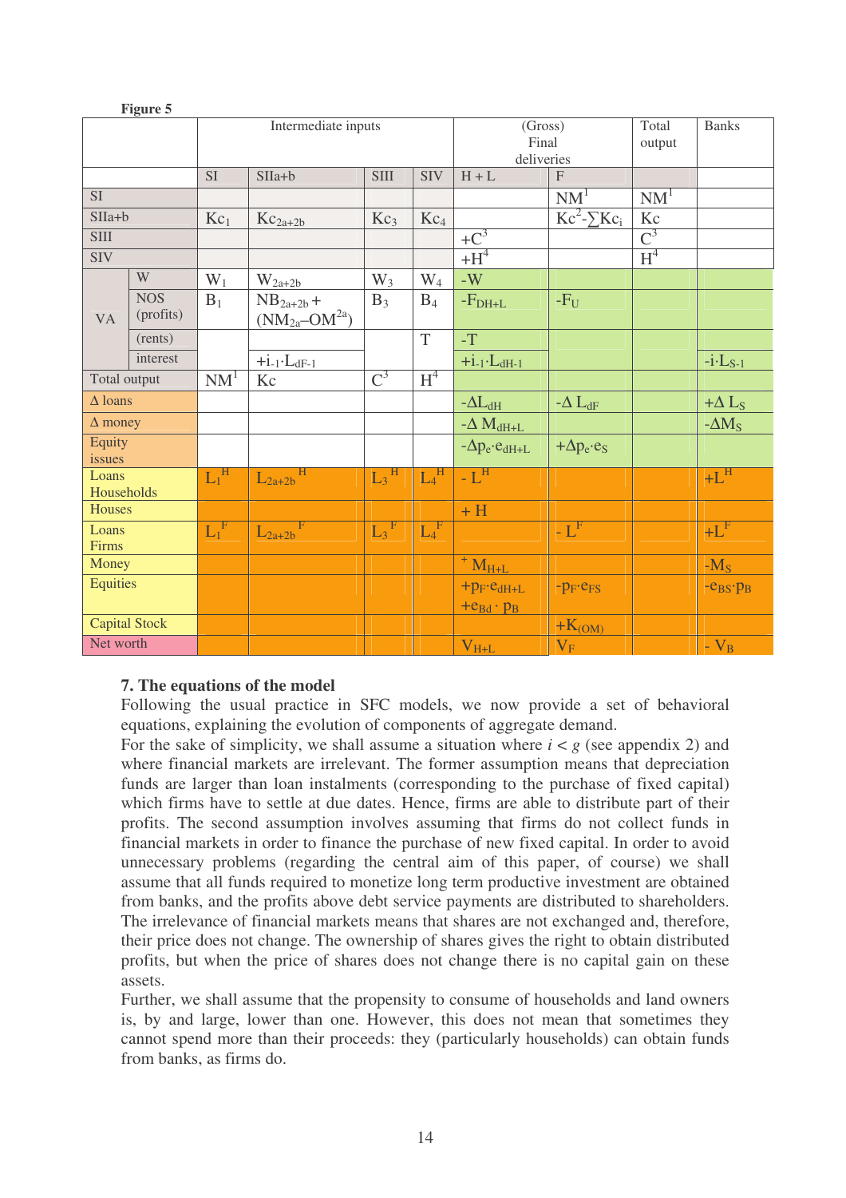**Figure 5**

| | | Intermediate inputs | | | | (Gross) Final deliveries | | Total output | Banks |
|---|---|---|---|---|---|---|---|---|---|
| | | SI | SIIa+b | SIII | SIV | H + L | F | | |
| SI | | | | | | | $NM^1$ | $NM^1$ | |
| SIIa+b | | $Kc_1$ | $Kc_{2a+2b}$ | $Kc_3$ | $Kc_4$ | | $Kc^2-\sum Kc_i$ | Kc | |
| SIII | | | | | | $+C^3$ | | $C^3$ | |
| SIV | | | | | | $+H^4$ | | $H^4$ | |
| VA | W | $W_1$ | $W_{2a+2b}$ | $W_3$ | $W_4$ | -W | | | |
| | NOS (profits) | $B_1$ | $NB_{2a+2b}+(NM_{2a}-OM^{2a})$ | $B_3$ | $B_4$ | $-F_{DH+L}$ | $-F_U$ | | |
| | (rents) | | | | T | -T | | | |
| | interest | | $+i_{-1}\cdot L_{dF-1}$ | | | $+i_{-1}\cdot L_{dH-1}$ | | | $-i\cdot L_{S-1}$ |
| Total output | | $NM^1$ | Kc | $C^3$ | $H^4$ | | | | |
| Δ loans | | | | | | $-\Delta L_{dH}$ | $-\Delta L_{dF}$ | | $+\Delta L_S$ |
| Δ money | | | | | | $-\Delta M_{dH+L}$ | | | $-\Delta M_S$ |
| Equity issues | | | | | | $-\Delta p_e\cdot e_{dH+L}$ | $+\Delta p_e\cdot e_S$ | | |
| Loans Households | | $L_1^H$ | $L_{2a+2b}^H$ | $L_3^H$ | $L_4^H$ | $-L^H$ | | | $+L^H$ |
| Houses | | | | | | + H | | | |
| Loans Firms | | $L_1^F$ | $L_{2a+2b}^F$ | $L_3^F$ | $L_4^F$ | | $-L^F$ | | $+L^F$ |
| Money | | | | | | $+M_{H+L}$ | | | $-M_S$ |
| Equities | | | | | | $+p_F\cdot e_{dH+L}$ $+e_{Bd}\cdot p_B$ | $-p_F\cdot e_{FS}$ | | $-e_{BS}\cdot p_B$ |
| Capital Stock | | | | | | | $+K_{(OM)}$ | | |
| Net worth | | | | | | $V_{H+L}$ | $V_F$ | | $-V_B$ |

## 7. The equations of the model

Following the usual practice in SFC models, we now provide a set of behavioral equations, explaining the evolution of components of aggregate demand.

For the sake of simplicity, we shall assume a situation where $i < g$ (see appendix 2) and where financial markets are irrelevant. The former assumption means that depreciation funds are larger than loan instalments (corresponding to the purchase of fixed capital) which firms have to settle at due dates. Hence, firms are able to distribute part of their profits. The second assumption involves assuming that firms do not collect funds in financial markets in order to finance the purchase of new fixed capital. In order to avoid unnecessary problems (regarding the central aim of this paper, of course) we shall assume that all funds required to monetize long term productive investment are obtained from banks, and the profits above debt service payments are distributed to shareholders. The irrelevance of financial markets means that shares are not exchanged and, therefore, their price does not change. The ownership of shares gives the right to obtain distributed profits, but when the price of shares does not change there is no capital gain on these assets.

Further, we shall assume that the propensity to consume of households and land owners is, by and large, lower than one. However, this does not mean that sometimes they cannot spend more than their proceeds: they (particularly households) can obtain funds from banks, as firms do.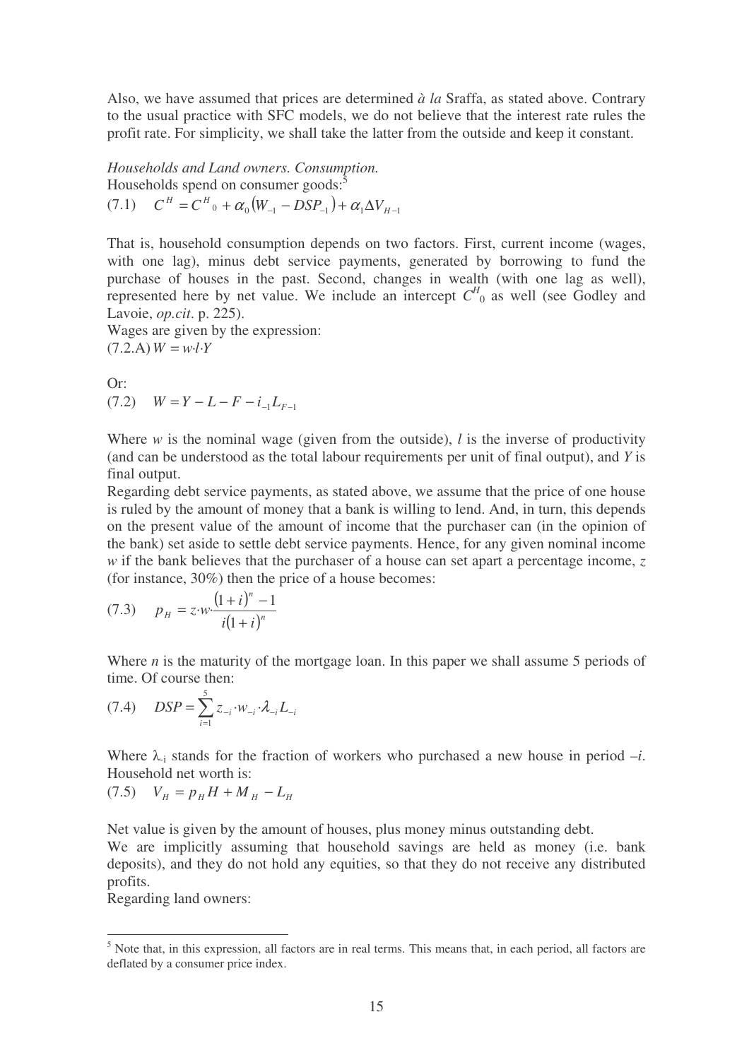Also, we have assumed that prices are determined *à la* Sraffa, as stated above. Contrary to the usual practice with SFC models, we do not believe that the interest rate rules the profit rate. For simplicity, we shall take the latter from the outside and keep it constant.

*Households and Land owners. Consumption.*
Households spend on consumer goods:[5]

$$(7.1) \quad C^H = C^H{}_0 + \alpha_0 \left(W_{-1} - DSP_{-1}\right) + \alpha_1 \Delta V_{H-1}$$

That is, household consumption depends on two factors. First, current income (wages, with one lag), minus debt service payments, generated by borrowing to fund the purchase of houses in the past. Second, changes in wealth (with one lag as well), represented here by net value. We include an intercept $C^H{}_0$ as well (see Godley and Lavoie, *op.cit*. p. 225).
Wages are given by the expression:

$$(7.2.A) \; W = w \cdot l \cdot Y$$

Or:

$$(7.2) \quad W = Y - L - F - i_{-1} L_{F-1}$$

Where $w$ is the nominal wage (given from the outside), $l$ is the inverse of productivity (and can be understood as the total labour requirements per unit of final output), and $Y$ is final output.
Regarding debt service payments, as stated above, we assume that the price of one house is ruled by the amount of money that a bank is willing to lend. And, in turn, this depends on the present value of the amount of income that the purchaser can (in the opinion of the bank) set aside to settle debt service payments. Hence, for any given nominal income $w$ if the bank believes that the purchaser of a house can set apart a percentage income, $z$ (for instance, 30%) then the price of a house becomes:

$$(7.3) \quad p_H = z \cdot w \cdot \frac{(1+i)^n - 1}{i(1+i)^n}$$

Where $n$ is the maturity of the mortgage loan. In this paper we shall assume 5 periods of time. Of course then:

$$(7.4) \quad DSP = \sum_{i=1}^{5} z_{-i} \cdot w_{-i} \cdot \lambda_{-i} L_{-i}$$

Where $\lambda_{-i}$ stands for the fraction of workers who purchased a new house in period $-i$.
Household net worth is:

$$(7.5) \quad V_H = p_H H + M_H - L_H$$

Net value is given by the amount of houses, plus money minus outstanding debt.
We are implicitly assuming that household savings are held as money (i.e. bank deposits), and they do not hold any equities, so that they do not receive any distributed profits.
Regarding land owners:

[5] Note that, in this expression, all factors are in real terms. This means that, in each period, all factors are deflated by a consumer price index.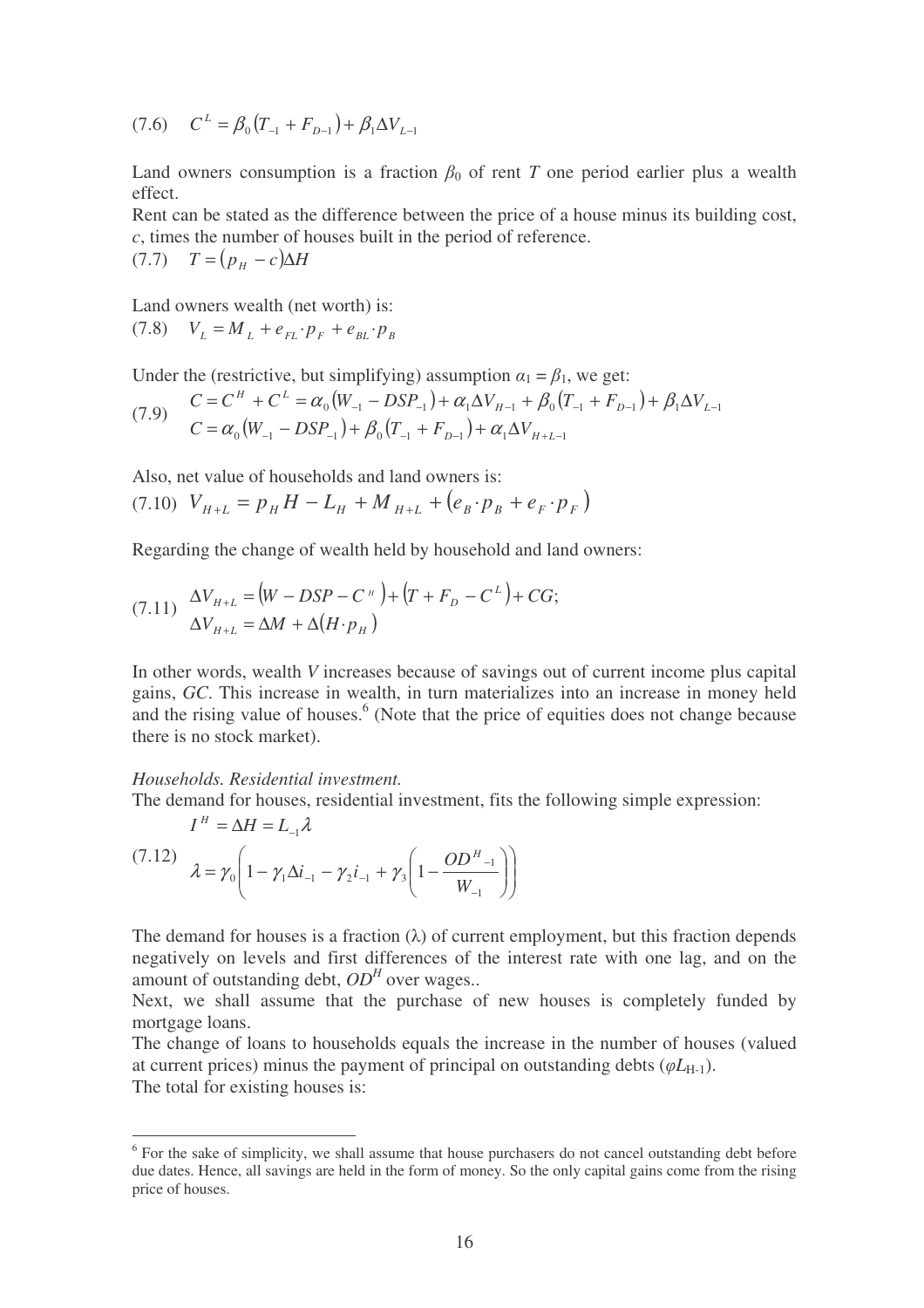$$(7.6) \quad C^L = \beta_0 \left(T_{-1} + F_{D-1}\right) + \beta_1 \Delta V_{L-1}$$

Land owners consumption is a fraction $\beta_0$ of rent $T$ one period earlier plus a wealth effect.

Rent can be stated as the difference between the price of a house minus its building cost, $c$, times the number of houses built in the period of reference.

$$(7.7) \quad T = \left(p_H - c\right)\Delta H$$

Land owners wealth (net worth) is:

$$(7.8) \quad V_L = M_L + e_{FL} \cdot p_F + e_{BL} \cdot p_B$$

Under the (restrictive, but simplifying) assumption $\alpha_1 = \beta_1$, we get:

$$(7.9) \quad \begin{aligned} C &= C^H + C^L = \alpha_0 \left(W_{-1} - DSP_{-1}\right) + \alpha_1 \Delta V_{H-1} + \beta_0 \left(T_{-1} + F_{D-1}\right) + \beta_1 \Delta V_{L-1} \\ C &= \alpha_0 \left(W_{-1} - DSP_{-1}\right) + \beta_0 \left(T_{-1} + F_{D-1}\right) + \alpha_1 \Delta V_{H+L-1} \end{aligned}$$

Also, net value of households and land owners is:

$$(7.10) \quad V_{H+L} = p_H H - L_H + M_{H+L} + \left(e_B \cdot p_B + e_F \cdot p_F\right)$$

Regarding the change of wealth held by household and land owners:

$$(7.11) \quad \begin{aligned} \Delta V_{H+L} &= \left(W - DSP - C^H\right) + \left(T + F_D - C^L\right) + CG; \\ \Delta V_{H+L} &= \Delta M + \Delta\left(H \cdot p_H\right) \end{aligned}$$

In other words, wealth $V$ increases because of savings out of current income plus capital gains, $GC$. This increase in wealth, in turn materializes into an increase in money held and the rising value of houses.[6] (Note that the price of equities does not change because there is no stock market).

*Households. Residential investment.*

The demand for houses, residential investment, fits the following simple expression:

$$(7.12) \quad \begin{aligned} I^H &= \Delta H = L_{-1}\lambda \\ \lambda &= \gamma_0 \left(1 - \gamma_1 \Delta i_{-1} - \gamma_2 i_{-1} + \gamma_3 \left(1 - \frac{OD^H{}_{-1}}{W_{-1}}\right)\right) \end{aligned}$$

The demand for houses is a fraction ($\lambda$) of current employment, but this fraction depends negatively on levels and first differences of the interest rate with one lag, and on the amount of outstanding debt, $OD^H$ over wages..

Next, we shall assume that the purchase of new houses is completely funded by mortgage loans.

The change of loans to households equals the increase in the number of houses (valued at current prices) minus the payment of principal on outstanding debts ($\varphi L_{H-1}$).

The total for existing houses is:

---

[6] For the sake of simplicity, we shall assume that house purchasers do not cancel outstanding debt before due dates. Hence, all savings are held in the form of money. So the only capital gains come from the rising price of houses.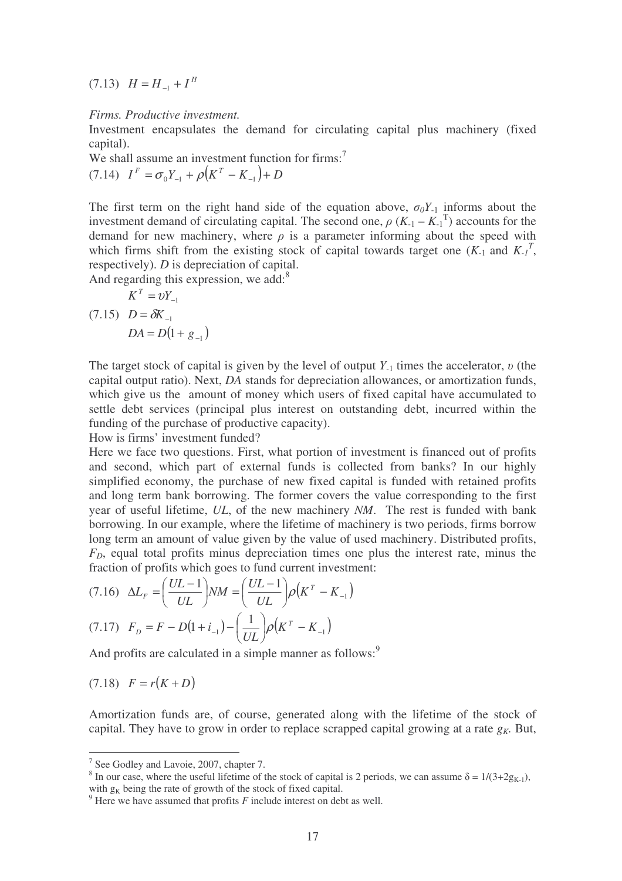$$(7.13)\quad H = H_{-1} + I^H$$

*Firms. Productive investment.*

Investment encapsulates the demand for circulating capital plus machinery (fixed capital).

We shall assume an investment function for firms:[7]

$$(7.14)\quad I^F = \sigma_0 Y_{-1} + \rho\left(K^T - K_{-1}\right) + D$$

The first term on the right hand side of the equation above, $\sigma_0 Y_{-1}$ informs about the investment demand of circulating capital. The second one, $\rho\ (K_{-1} - K_{-1}^T)$ accounts for the demand for new machinery, where $\rho$ is a parameter informing about the speed with which firms shift from the existing stock of capital towards target one ($K_{-1}$ and $K_{-1}^T$, respectively). $D$ is depreciation of capital.

And regarding this expression, we add:[8]

$$K^T = \upsilon Y_{-1}$$

$$(7.15)\quad D = \delta K_{-1}$$

$$DA = D\left(1 + g_{-1}\right)$$

The target stock of capital is given by the level of output $Y_{-1}$ times the accelerator, $\upsilon$ (the capital output ratio). Next, $DA$ stands for depreciation allowances, or amortization funds, which give us the amount of money which users of fixed capital have accumulated to settle debt services (principal plus interest on outstanding debt, incurred within the funding of the purchase of productive capacity).

How is firms' investment funded?

Here we face two questions. First, what portion of investment is financed out of profits and second, which part of external funds is collected from banks? In our highly simplified economy, the purchase of new fixed capital is funded with retained profits and long term bank borrowing. The former covers the value corresponding to the first year of useful lifetime, $UL$, of the new machinery $NM$. The rest is funded with bank borrowing. In our example, where the lifetime of machinery is two periods, firms borrow long term an amount of value given by the value of used machinery. Distributed profits, $F_D$, equal total profits minus depreciation times one plus the interest rate, minus the fraction of profits which goes to fund current investment:

$$(7.16)\quad \Delta L_F = \left(\frac{UL-1}{UL}\right)NM = \left(\frac{UL-1}{UL}\right)\rho\left(K^T - K_{-1}\right)$$

$$(7.17)\quad F_D = F - D\left(1 + i_{-1}\right) - \left(\frac{1}{UL}\right)\rho\left(K^T - K_{-1}\right)$$

And profits are calculated in a simple manner as follows:[9]

$$(7.18)\quad F = r\left(K + D\right)$$

Amortization funds are, of course, generated along with the lifetime of the stock of capital. They have to grow in order to replace scrapped capital growing at a rate $g_K$. But,

---

[7] See Godley and Lavoie, 2007, chapter 7.

[8] In our case, where the useful lifetime of the stock of capital is 2 periods, we can assume $\delta = 1/(3+2g_{K-1})$, with $g_K$ being the rate of growth of the stock of fixed capital.

[9] Here we have assumed that profits $F$ include interest on debt as well.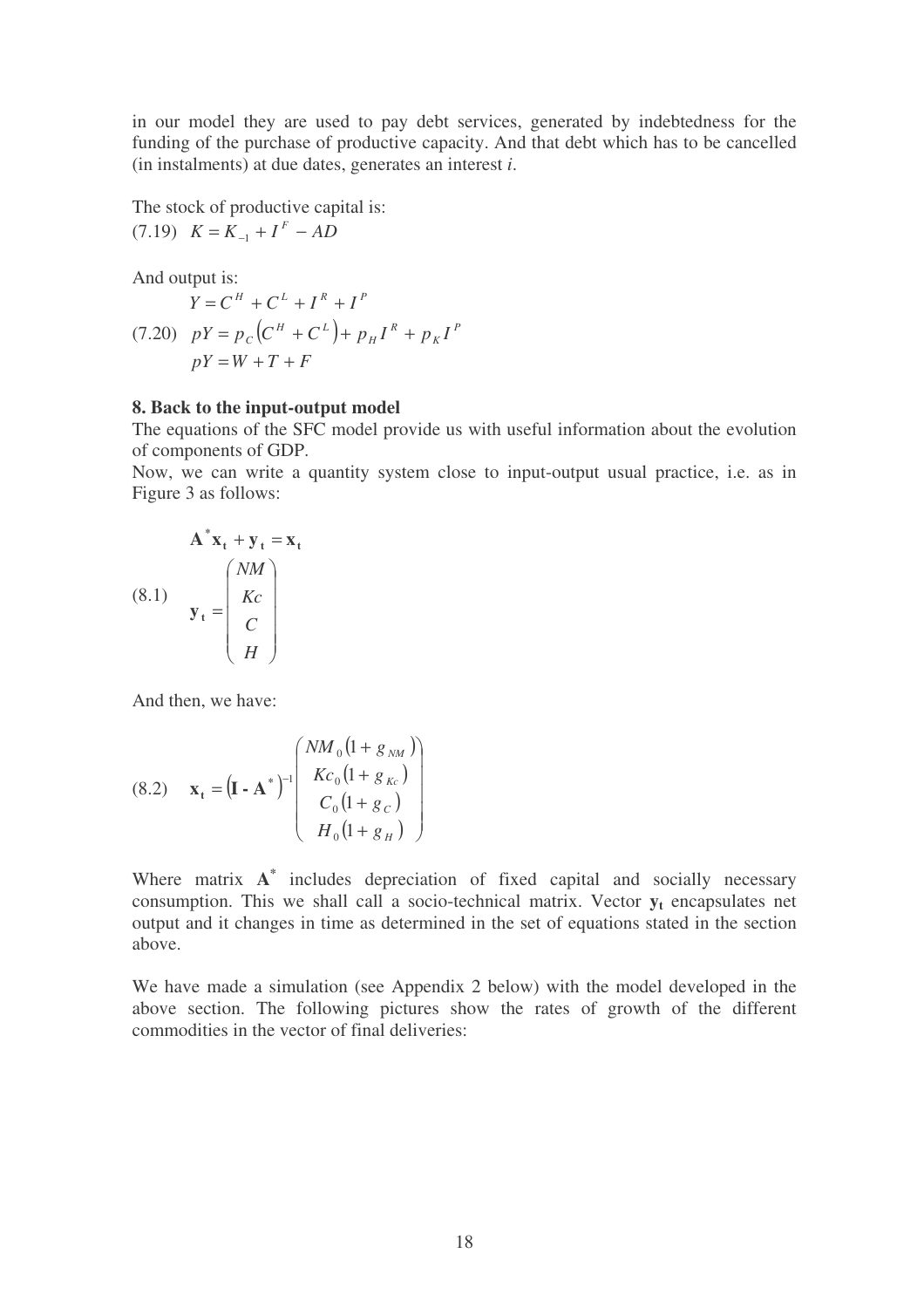in our model they are used to pay debt services, generated by indebtedness for the funding of the purchase of productive capacity. And that debt which has to be cancelled (in instalments) at due dates, generates an interest *i*.

The stock of productive capital is:

$$(7.19)\quad K = K_{-1} + I^F - AD$$

And output is:

$$(7.20)\quad \begin{aligned} Y &= C^H + C^L + I^R + I^P \\ pY &= p_C\left(C^H + C^L\right) + p_H I^R + p_K I^P \\ pY &= W + T + F \end{aligned}$$

## 8. Back to the input-output model

The equations of the SFC model provide us with useful information about the evolution of components of GDP.

Now, we can write a quantity system close to input-output usual practice, i.e. as in Figure 3 as follows:

$$(8.1)\quad \begin{aligned} \mathbf{A}^*\mathbf{x_t} + \mathbf{y_t} &= \mathbf{x_t} \\ \mathbf{y_t} &= \begin{pmatrix} NM \\ Kc \\ C \\ H \end{pmatrix} \end{aligned}$$

And then, we have:

$$(8.2)\quad \mathbf{x_t} = \left(\mathbf{I} - \mathbf{A}^*\right)^{-1} \begin{pmatrix} NM_0\left(1 + g_{NM}\right) \\ Kc_0\left(1 + g_{Kc}\right) \\ C_0\left(1 + g_C\right) \\ H_0\left(1 + g_H\right) \end{pmatrix}$$

Where matrix $\mathbf{A}^*$ includes depreciation of fixed capital and socially necessary consumption. This we shall call a socio-technical matrix. Vector $\mathbf{y_t}$ encapsulates net output and it changes in time as determined in the set of equations stated in the section above.

We have made a simulation (see Appendix 2 below) with the model developed in the above section. The following pictures show the rates of growth of the different commodities in the vector of final deliveries: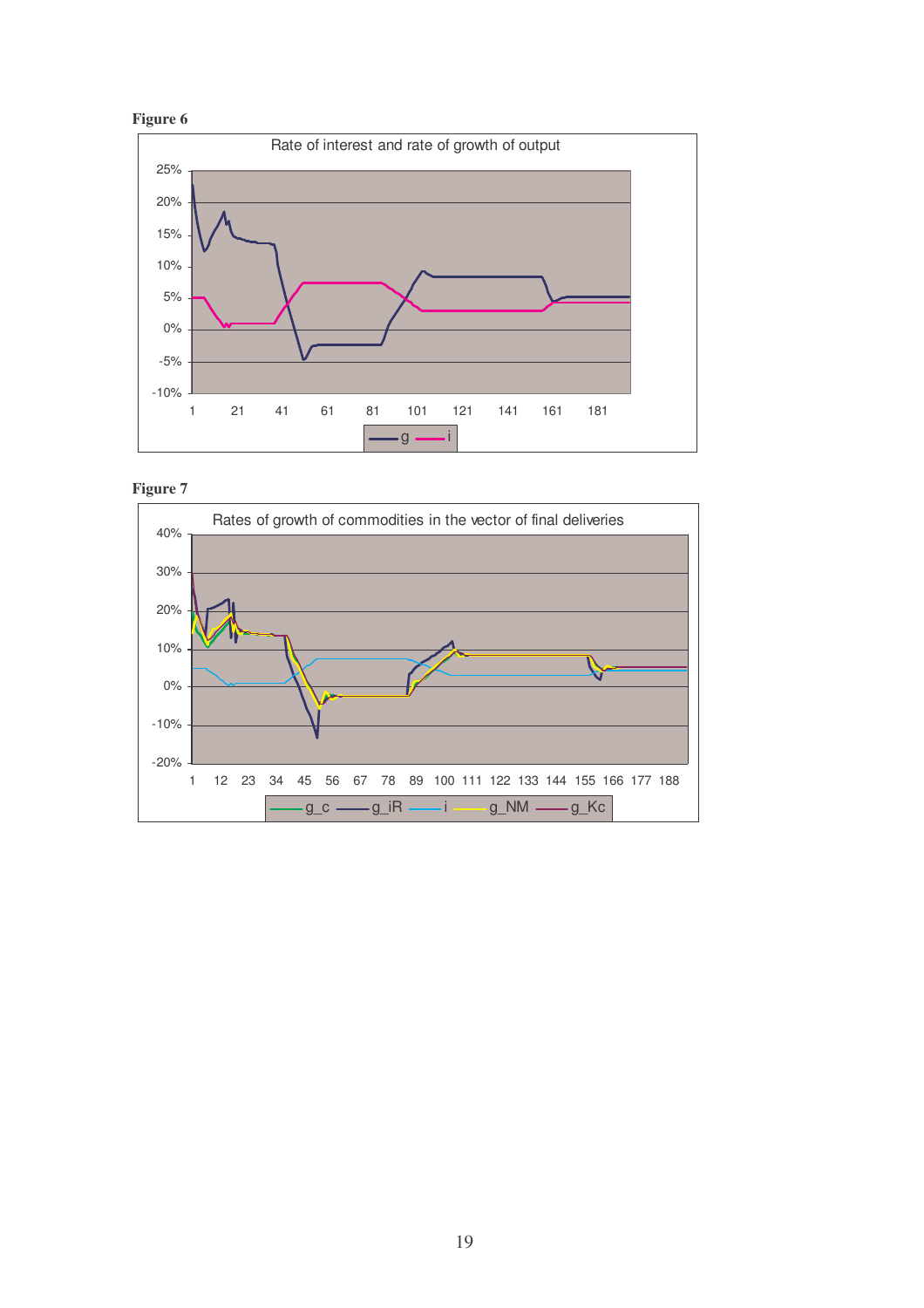**Figure 6**

**Figure 7**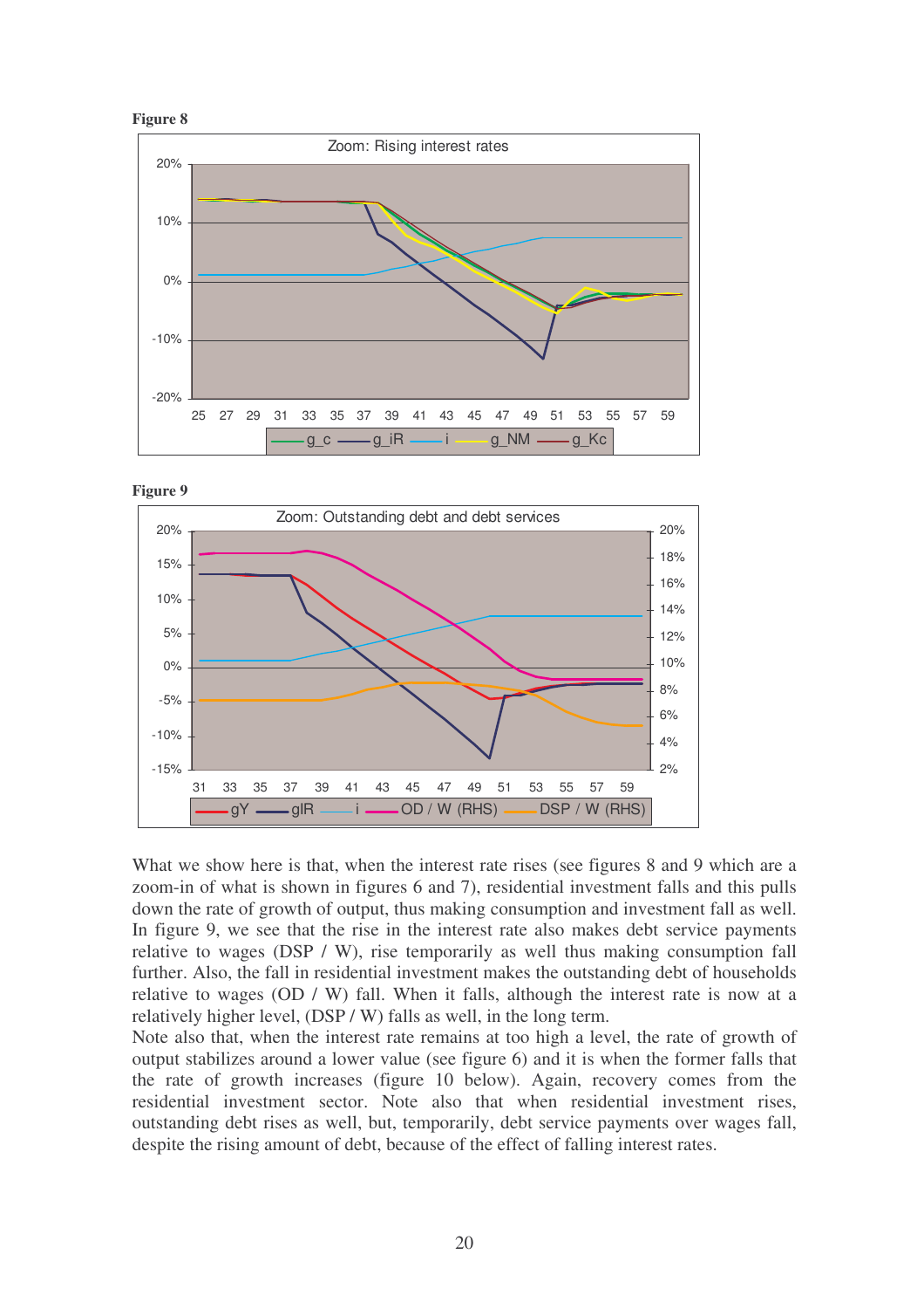**Figure 8**

**Figure 9**

What we show here is that, when the interest rate rises (see figures 8 and 9 which are a zoom-in of what is shown in figures 6 and 7), residential investment falls and this pulls down the rate of growth of output, thus making consumption and investment fall as well. In figure 9, we see that the rise in the interest rate also makes debt service payments relative to wages (DSP / W), rise temporarily as well thus making consumption fall further. Also, the fall in residential investment makes the outstanding debt of households relative to wages (OD / W) fall. When it falls, although the interest rate is now at a relatively higher level, (DSP / W) falls as well, in the long term.

Note also that, when the interest rate remains at too high a level, the rate of growth of output stabilizes around a lower value (see figure 6) and it is when the former falls that the rate of growth increases (figure 10 below). Again, recovery comes from the residential investment sector. Note also that when residential investment rises, outstanding debt rises as well, but, temporarily, debt service payments over wages fall, despite the rising amount of debt, because of the effect of falling interest rates.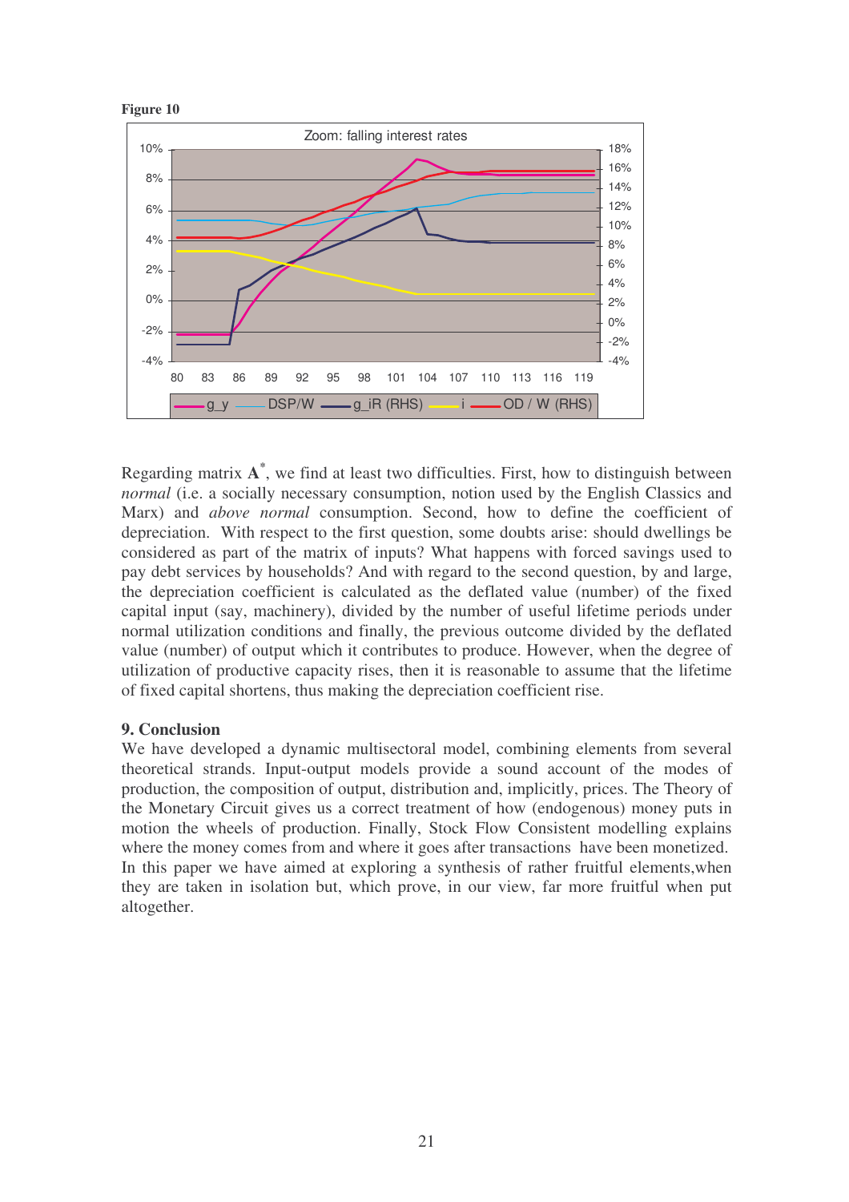**Figure 10**

Regarding matrix $\mathbf{A}^*$, we find at least two difficulties. First, how to distinguish between *normal* (i.e. a socially necessary consumption, notion used by the English Classics and Marx) and *above normal* consumption. Second, how to define the coefficient of depreciation. With respect to the first question, some doubts arise: should dwellings be considered as part of the matrix of inputs? What happens with forced savings used to pay debt services by households? And with regard to the second question, by and large, the depreciation coefficient is calculated as the deflated value (number) of the fixed capital input (say, machinery), divided by the number of useful lifetime periods under normal utilization conditions and finally, the previous outcome divided by the deflated value (number) of output which it contributes to produce. However, when the degree of utilization of productive capacity rises, then it is reasonable to assume that the lifetime of fixed capital shortens, thus making the depreciation coefficient rise.

## 9. Conclusion

We have developed a dynamic multisectoral model, combining elements from several theoretical strands. Input-output models provide a sound account of the modes of production, the composition of output, distribution and, implicitly, prices. The Theory of the Monetary Circuit gives us a correct treatment of how (endogenous) money puts in motion the wheels of production. Finally, Stock Flow Consistent modelling explains where the money comes from and where it goes after transactions have been monetized. In this paper we have aimed at exploring a synthesis of rather fruitful elements,when they are taken in isolation but, which prove, in our view, far more fruitful when put altogether.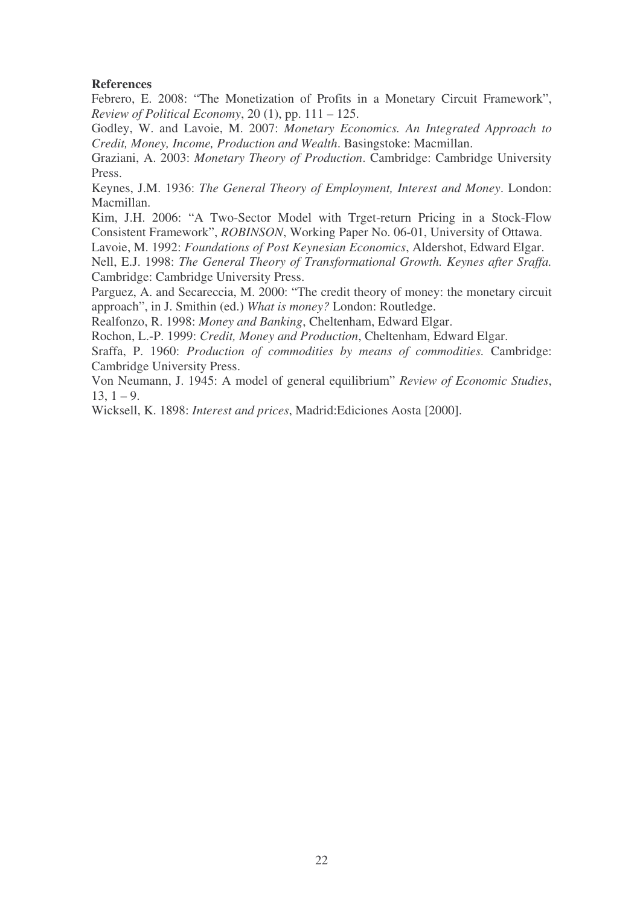**References**

Febrero, E. 2008: "The Monetization of Profits in a Monetary Circuit Framework", *Review of Political Economy*, 20 (1), pp. 111 – 125.

Godley, W. and Lavoie, M. 2007: *Monetary Economics. An Integrated Approach to Credit, Money, Income, Production and Wealth*. Basingstoke: Macmillan.

Graziani, A. 2003: *Monetary Theory of Production*. Cambridge: Cambridge University Press.

Keynes, J.M. 1936: *The General Theory of Employment, Interest and Money*. London: Macmillan.

Kim, J.H. 2006: "A Two-Sector Model with Trget-return Pricing in a Stock-Flow Consistent Framework", *ROBINSON*, Working Paper No. 06-01, University of Ottawa.

Lavoie, M. 1992: *Foundations of Post Keynesian Economics*, Aldershot, Edward Elgar.

Nell, E.J. 1998: *The General Theory of Transformational Growth. Keynes after Sraffa.* Cambridge: Cambridge University Press.

Parguez, A. and Secareccia, M. 2000: "The credit theory of money: the monetary circuit approach", in J. Smithin (ed.) *What is money?* London: Routledge.

Realfonzo, R. 1998: *Money and Banking*, Cheltenham, Edward Elgar.

Rochon, L.-P. 1999: *Credit, Money and Production*, Cheltenham, Edward Elgar.

Sraffa, P. 1960: *Production of commodities by means of commodities.* Cambridge: Cambridge University Press.

Von Neumann, J. 1945: A model of general equilibrium" *Review of Economic Studies*, 13, 1 – 9.

Wicksell, K. 1898: *Interest and prices*, Madrid:Ediciones Aosta [2000].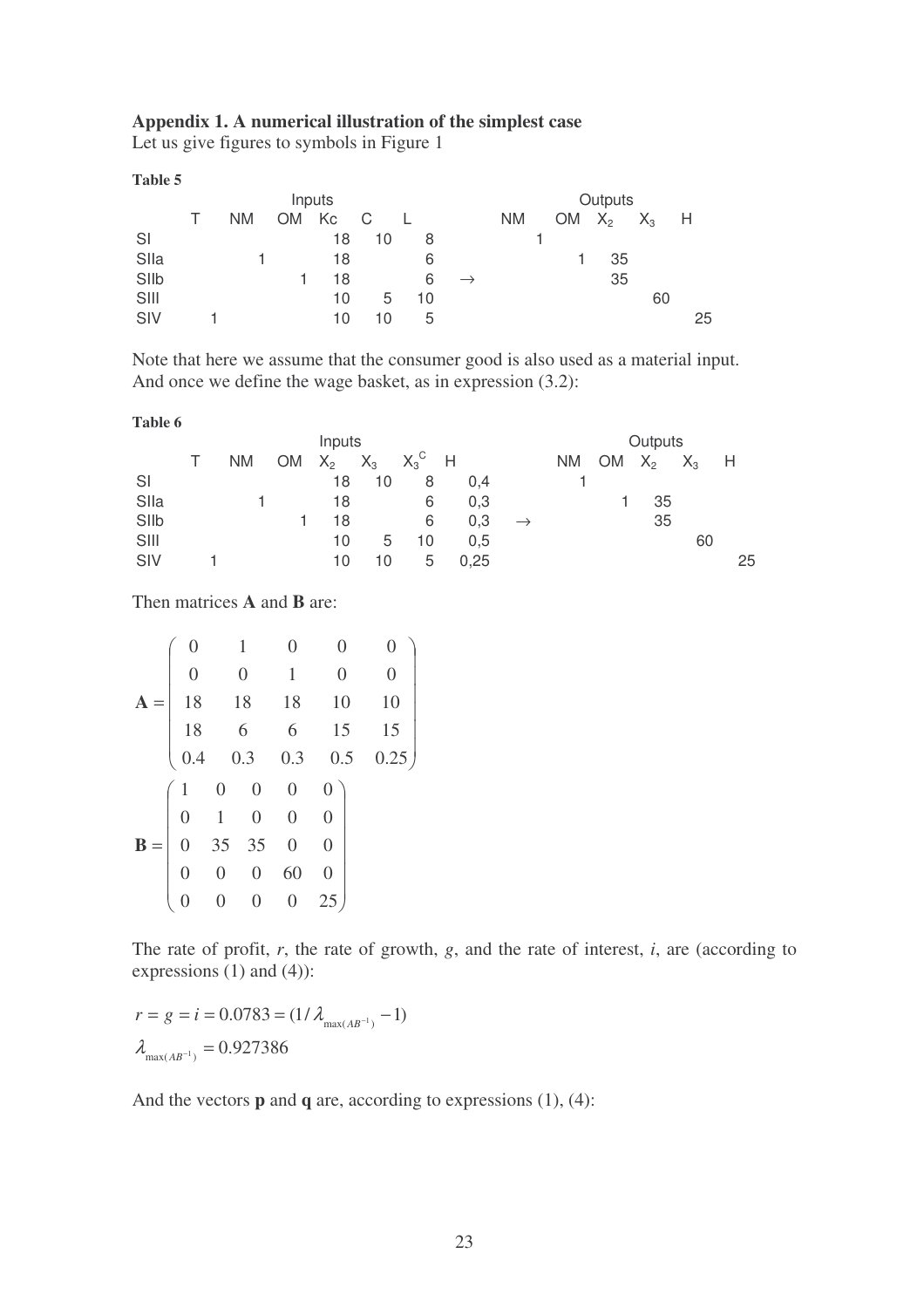## Appendix 1. A numerical illustration of the simplest case

Let us give figures to symbols in Figure 1

**Table 5**

| | Inputs | | | | | | | Outputs | | | | |
|---|---|---|---|---|---|---|---|---|---|---|---|---|
| | T | NM | OM | Kc | C | L | | NM | OM | $X_2$ | $X_3$ | H |
| SI | | | | 18 | 10 | 8 | | 1 | | | | |
| SIIa | | 1 | | 18 | | 6 | | | 1 | 35 | | |
| SIIb | | | 1 | 18 | | 6 | $\rightarrow$ | | | 35 | | |
| SIII | | | | 10 | 5 | 10 | | | | | 60 | |
| SIV | 1 | | | 10 | 10 | 5 | | | | | | 25 |

Note that here we assume that the consumer good is also used as a material input. And once we define the wage basket, as in expression (3.2):

**Table 6**

| | Inputs | | | | | | | | Outputs | | | | |
|---|---|---|---|---|---|---|---|---|---|---|---|---|---|
| | T | NM | OM | $X_2$ | $X_3$ | $X_3^C$ | H | | NM | OM | $X_2$ | $X_3$ | H |
| SI | | | | 18 | 10 | 8 | 0,4 | | 1 | | | | |
| SIIa | | 1 | | 18 | | 6 | 0,3 | | | 1 | 35 | | |
| SIIb | | | 1 | 18 | | 6 | 0,3 | $\rightarrow$ | | | 35 | | |
| SIII | | | | 10 | 5 | 10 | 0,5 | | | | | 60 | |
| SIV | 1 | | | 10 | 10 | 5 | 0,25 | | | | | | 25 |

Then matrices **A** and **B** are:

$$\mathbf{A} = \begin{pmatrix} 0 & 1 & 0 & 0 & 0 \\ 0 & 0 & 1 & 0 & 0 \\ 18 & 18 & 18 & 10 & 10 \\ 18 & 6 & 6 & 15 & 15 \\ 0.4 & 0.3 & 0.3 & 0.5 & 0.25 \end{pmatrix}$$

$$\mathbf{B} = \begin{pmatrix} 1 & 0 & 0 & 0 & 0 \\ 0 & 1 & 0 & 0 & 0 \\ 0 & 35 & 35 & 0 & 0 \\ 0 & 0 & 0 & 60 & 0 \\ 0 & 0 & 0 & 0 & 25 \end{pmatrix}$$

The rate of profit, $r$, the rate of growth, $g$, and the rate of interest, $i$, are (according to expressions (1) and (4)):

$$r = g = i = 0.0783 = (1/\lambda_{\max(AB^{-1})} - 1)$$

$$\lambda_{\max(AB^{-1})} = 0.927386$$

And the vectors **p** and **q** are, according to expressions (1), (4):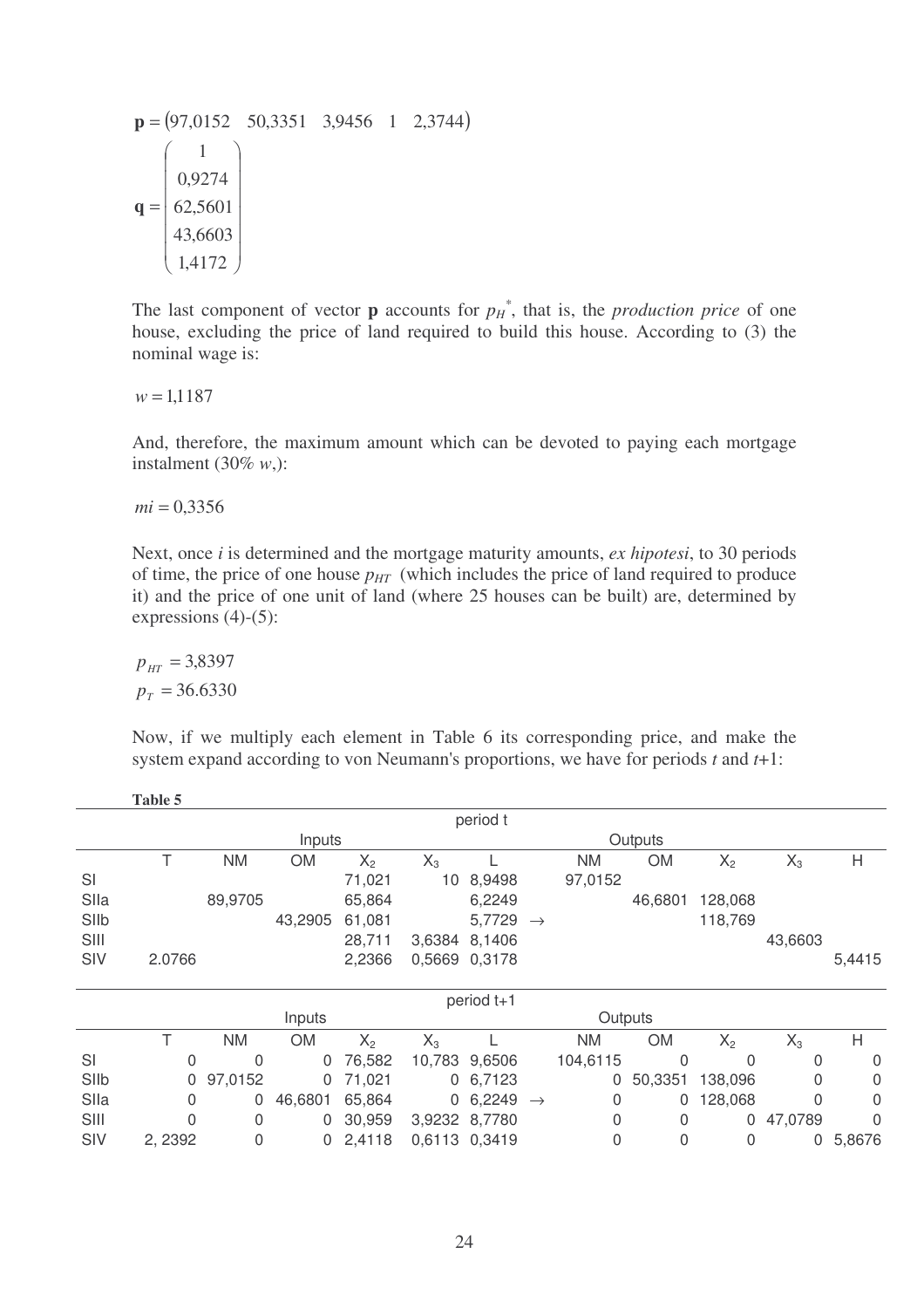$$\mathbf{p} = (97{,}0152 \quad 50{,}3351 \quad 3{,}9456 \quad 1 \quad 2{,}3744)$$

$$\mathbf{q} = \begin{pmatrix} 1 \\ 0{,}9274 \\ 62{,}5601 \\ 43{,}6603 \\ 1{,}4172 \end{pmatrix}$$

The last component of vector **p** accounts for $p_H^*$, that is, the *production price* of one house, excluding the price of land required to build this house. According to (3) the nominal wage is:

$$w = 1{,}1187$$

And, therefore, the maximum amount which can be devoted to paying each mortgage instalment (30% $w$,):

$$mi = 0{,}3356$$

Next, once $i$ is determined and the mortgage maturity amounts, *ex hipotesi*, to 30 periods of time, the price of one house $p_{HT}$ (which includes the price of land required to produce it) and the price of one unit of land (where 25 houses can be built) are, determined by expressions (4)-(5):

$$p_{HT} = 3{,}8397$$
$$p_T = 36.6330$$

Now, if we multiply each element in Table 6 its corresponding price, and make the system expand according to von Neumann's proportions, we have for periods $t$ and $t$+1:

**Table 5**

| | period t | | | | | | | | | | | |
|---|---|---|---|---|---|---|---|---|---|---|---|---|
| | Inputs | | | | | | | Outputs | | | | |
| | T | NM | OM | $X_2$ | $X_3$ | L | | NM | OM | $X_2$ | $X_3$ | H |
| SI | | | | 71,021 | 10 | 8,9498 | | 97,0152 | | | | |
| SIIa | | 89,9705 | | 65,864 | | 6,2249 | | | 46,6801 | 128,068 | | |
| SIIb | | | 43,2905 | 61,081 | | 5,7729 | → | | | 118,769 | | |
| SIII | | | | 28,711 | 3,6384 | 8,1406 | | | | | 43,6603 | |
| SIV | 2.0766 | | | 2,2366 | 0,5669 | 0,3178 | | | | | | 5,4415 |

| | period t+1 | | | | | | | | | | | |
|---|---|---|---|---|---|---|---|---|---|---|---|---|
| | Inputs | | | | | | | Outputs | | | | |
| | T | NM | OM | $X_2$ | $X_3$ | L | | NM | OM | $X_2$ | $X_3$ | H |
| SI | 0 | 0 | 0 | 76,582 | 10,783 | 9,6506 | | 104,6115 | 0 | 0 | 0 | 0 |
| SIIb | 0 | 97,0152 | 0 | 71,021 | 0 | 6,7123 | | 0 | 50,3351 | 138,096 | 0 | 0 |
| SIIa | 0 | 0 | 46,6801 | 65,864 | 0 | 6,2249 | → | 0 | 0 | 128,068 | 0 | 0 |
| SIII | 0 | 0 | 0 | 30,959 | 3,9232 | 8,7780 | | 0 | 0 | 0 | 47,0789 | 0 |
| SIV | 2, 2392 | 0 | 0 | 2,4118 | 0,6113 | 0,3419 | | 0 | 0 | 0 | 0 | 5,8676 |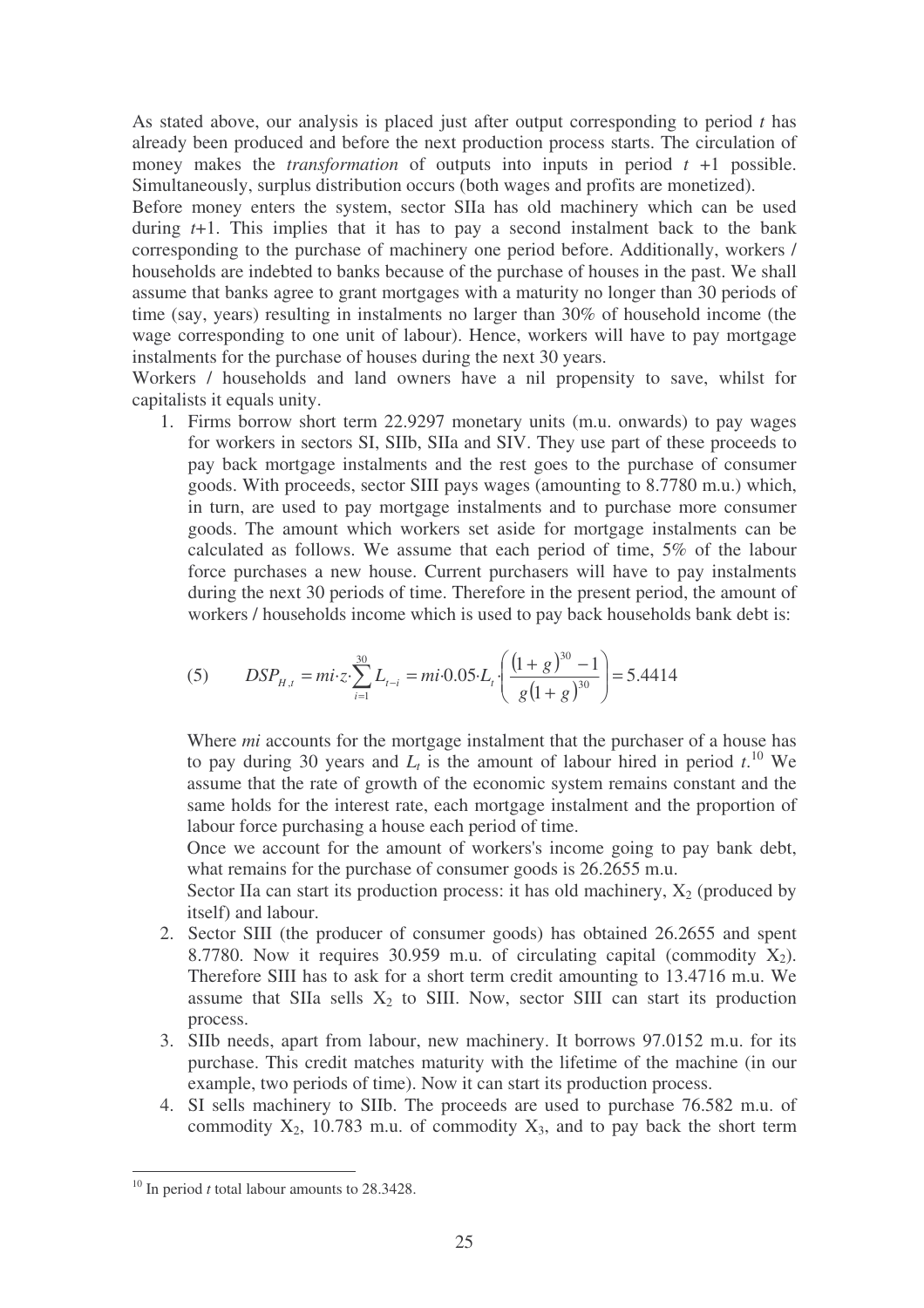As stated above, our analysis is placed just after output corresponding to period $t$ has already been produced and before the next production process starts. The circulation of money makes the *transformation* of outputs into inputs in period $t+1$ possible. Simultaneously, surplus distribution occurs (both wages and profits are monetized).

Before money enters the system, sector SIIa has old machinery which can be used during $t+1$. This implies that it has to pay a second instalment back to the bank corresponding to the purchase of machinery one period before. Additionally, workers / households are indebted to banks because of the purchase of houses in the past. We shall assume that banks agree to grant mortgages with a maturity no longer than 30 periods of time (say, years) resulting in instalments no larger than 30% of household income (the wage corresponding to one unit of labour). Hence, workers will have to pay mortgage instalments for the purchase of houses during the next 30 years.

Workers / households and land owners have a nil propensity to save, whilst for capitalists it equals unity.

1. Firms borrow short term 22.9297 monetary units (m.u. onwards) to pay wages for workers in sectors SI, SIIb, SIIa and SIV. They use part of these proceeds to pay back mortgage instalments and the rest goes to the purchase of consumer goods. With proceeds, sector SIII pays wages (amounting to 8.7780 m.u.) which, in turn, are used to pay mortgage instalments and to purchase more consumer goods. The amount which workers set aside for mortgage instalments can be calculated as follows. We assume that each period of time, 5% of the labour force purchases a new house. Current purchasers will have to pay instalments during the next 30 periods of time. Therefore in the present period, the amount of workers / households income which is used to pay back households bank debt is:

$$(5) \qquad DSP_{H,t} = mi \cdot z \cdot \sum_{i=1}^{30} L_{t-i} = mi \cdot 0.05 \cdot L_t \cdot \left( \frac{(1+g)^{30} - 1}{g(1+g)^{30}} \right) = 5.4414$$

   Where $mi$ accounts for the mortgage instalment that the purchaser of a house has to pay during 30 years and $L_t$ is the amount of labour hired in period $t$.[10] We assume that the rate of growth of the economic system remains constant and the same holds for the interest rate, each mortgage instalment and the proportion of labour force purchasing a house each period of time.

   Once we account for the amount of workers's income going to pay bank debt, what remains for the purchase of consumer goods is 26.2655 m.u.

   Sector IIa can start its production process: it has old machinery, $X_2$ (produced by itself) and labour.

2. Sector SIII (the producer of consumer goods) has obtained 26.2655 and spent 8.7780. Now it requires 30.959 m.u. of circulating capital (commodity $X_2$). Therefore SIII has to ask for a short term credit amounting to 13.4716 m.u. We assume that SIIa sells $X_2$ to SIII. Now, sector SIII can start its production process.

3. SIIb needs, apart from labour, new machinery. It borrows 97.0152 m.u. for its purchase. This credit matches maturity with the lifetime of the machine (in our example, two periods of time). Now it can start its production process.

4. SI sells machinery to SIIb. The proceeds are used to purchase 76.582 m.u. of commodity $X_2$, 10.783 m.u. of commodity $X_3$, and to pay back the short term

[10] In period $t$ total labour amounts to 28.3428.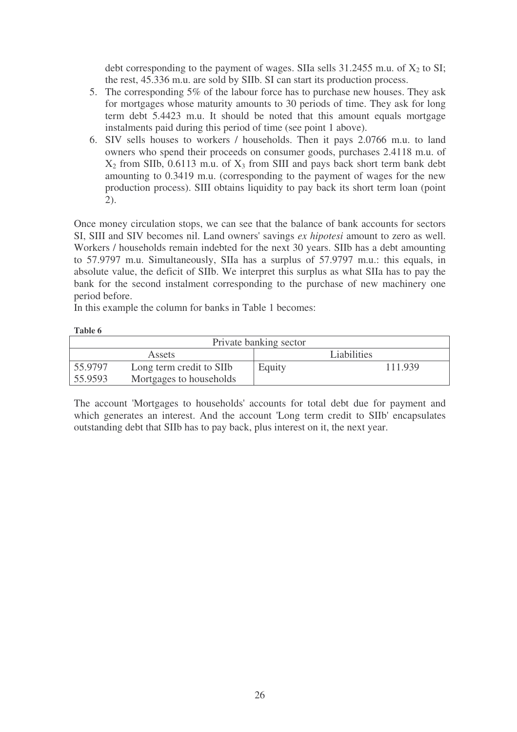debt corresponding to the payment of wages. SIIa sells 31.2455 m.u. of $X_2$ to SI; the rest, 45.336 m.u. are sold by SIIb. SI can start its production process.

5. The corresponding 5% of the labour force has to purchase new houses. They ask for mortgages whose maturity amounts to 30 periods of time. They ask for long term debt 5.4423 m.u. It should be noted that this amount equals mortgage instalments paid during this period of time (see point 1 above).
6. SIV sells houses to workers / households. Then it pays 2.0766 m.u. to land owners who spend their proceeds on consumer goods, purchases 2.4118 m.u. of $X_2$ from SIIb, 0.6113 m.u. of $X_3$ from SIII and pays back short term bank debt amounting to 0.3419 m.u. (corresponding to the payment of wages for the new production process). SIII obtains liquidity to pay back its short term loan (point 2).

Once money circulation stops, we can see that the balance of bank accounts for sectors SI, SIII and SIV becomes nil. Land owners' savings *ex hipotesi* amount to zero as well. Workers / households remain indebted for the next 30 years. SIIb has a debt amounting to 57.9797 m.u. Simultaneously, SIIa has a surplus of 57.9797 m.u.: this equals, in absolute value, the deficit of SIIb. We interpret this surplus as what SIIa has to pay the bank for the second instalment corresponding to the purchase of new machinery one period before.

In this example the column for banks in Table 1 becomes:

**Table 6**

| Private banking sector | | | |
|---|---|---|---|
| Assets | | Liabilities | |
| 55.9797 | Long term credit to SIIb | Equity | 111.939 |
| 55.9593 | Mortgages to households | | |

The account 'Mortgages to households' accounts for total debt due for payment and which generates an interest. And the account 'Long term credit to SIIb' encapsulates outstanding debt that SIIb has to pay back, plus interest on it, the next year.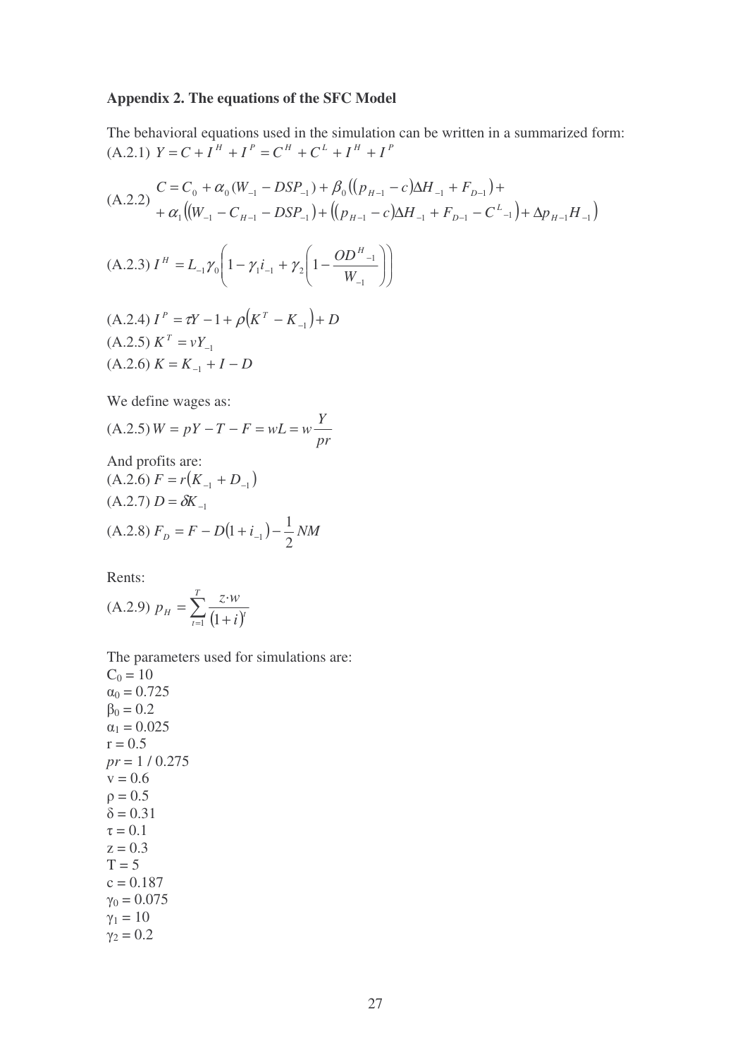**Appendix 2. The equations of the SFC Model**

The behavioral equations used in the simulation can be written in a summarized form:

(A.2.1) $Y = C + I^H + I^P = C^H + C^L + I^H + I^P$

(A.2.2) 
$$\begin{aligned} C = C_0 + \alpha_0 (W_{-1} - DSP_{-1}) + \beta_0 \left( (p_{H-1} - c)\Delta H_{-1} + F_{D-1} \right) + \\ + \alpha_1 \left( (W_{-1} - C_{H-1} - DSP_{-1}) + \left( (p_{H-1} - c)\Delta H_{-1} + F_{D-1} - C^L{}_{-1} \right) + \Delta p_{H-1} H_{-1} \right) \end{aligned}$$

(A.2.3) $I^H = L_{-1}\gamma_0 \left( 1 - \gamma_1 i_{-1} + \gamma_2 \left( 1 - \frac{OD^H{}_{-1}}{W_{-1}} \right) \right)$

(A.2.4) $I^P = \tau Y - 1 + \rho\left(K^T - K_{-1}\right) + D$

(A.2.5) $K^T = vY_{-1}$

(A.2.6) $K = K_{-1} + I - D$

We define wages as:

(A.2.5) $W = pY - T - F = wL = w\dfrac{Y}{pr}$

And profits are:

(A.2.6) $F = r\left(K_{-1} + D_{-1}\right)$

(A.2.7) $D = \delta K_{-1}$

(A.2.8) $F_D = F - D\left(1 + i_{-1}\right) - \dfrac{1}{2}NM$

Rents:

(A.2.9) $p_H = \sum_{t=1}^{T} \dfrac{z \cdot w}{(1+i)^t}$

The parameters used for simulations are:

$C_0 = 10$
$\alpha_0 = 0.725$
$\beta_0 = 0.2$
$\alpha_1 = 0.025$
$r = 0.5$
$pr = 1 / 0.275$
$v = 0.6$
$\rho = 0.5$
$\delta = 0.31$
$\tau = 0.1$
$z = 0.3$
$T = 5$
$c = 0.187$
$\gamma_0 = 0.075$
$\gamma_1 = 10$
$\gamma_2 = 0.2$